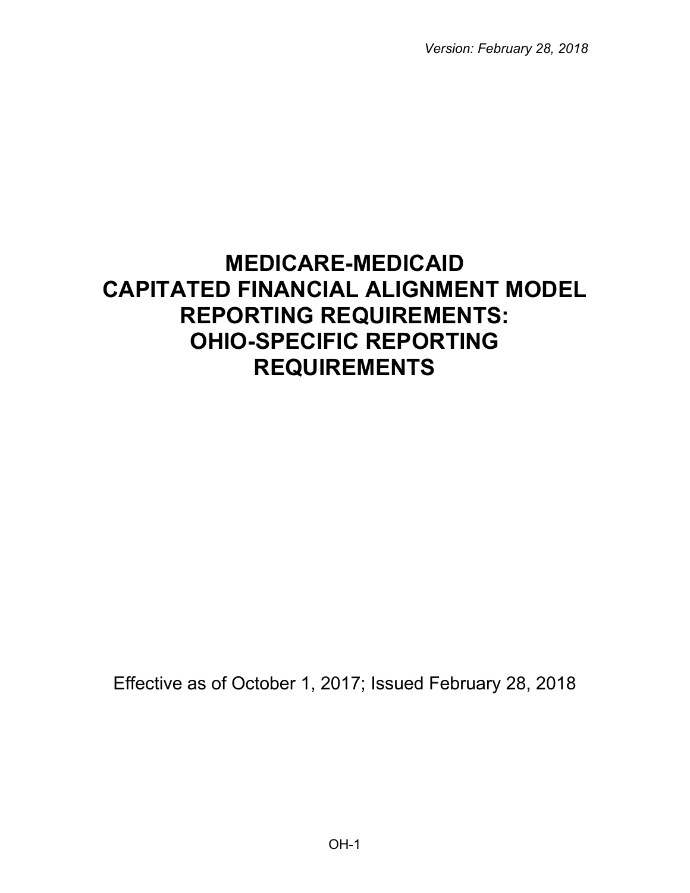*Version: February 28, 2018*

# MEDICARE-MEDICAID CAPITATED FINANCIAL ALIGNMENT MODEL REPORTING REQUIREMENTS: OHIO-SPECIFIC REPORTING REQUIREMENTS

Effective as of October 1, 2017; Issued February 28, 2018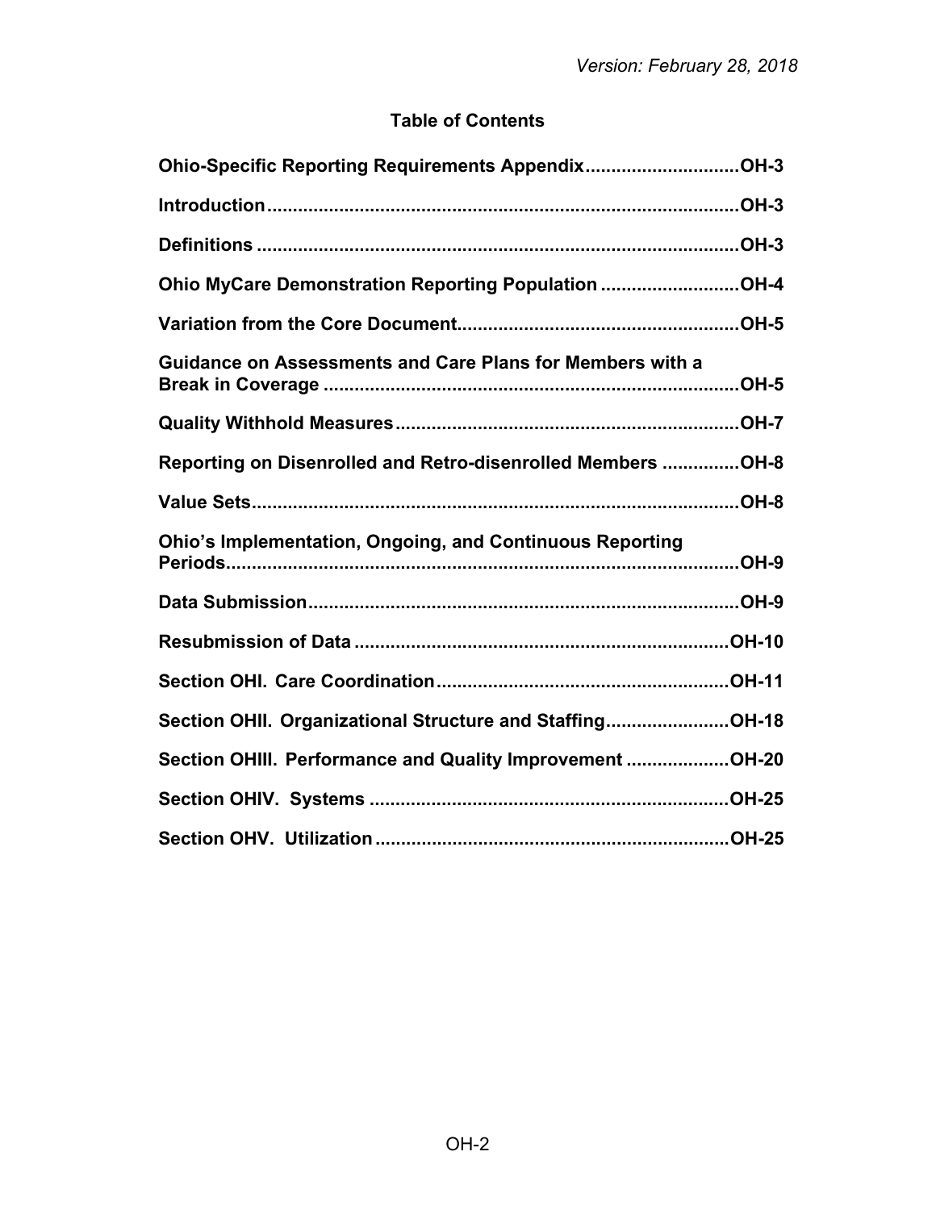*Version: February 28, 2018*

## Table of Contents

**Ohio-Specific Reporting Requirements Appendix.............................OH-3**

**Introduction...........................................................................................OH-3**

**Definitions .............................................................................................OH-3**

**Ohio MyCare Demonstration Reporting Population ..........................OH-4**

**Variation from the Core Document......................................................OH-5**

**Guidance on Assessments and Care Plans for Members with a Break in Coverage ................................................................................OH-5**

**Quality Withhold Measures..................................................................OH-7**

**Reporting on Disenrolled and Retro-disenrolled Members ..............OH-8**

**Value Sets..............................................................................................OH-8**

**Ohio's Implementation, Ongoing, and Continuous Reporting Periods..................................................................................................OH-9**

**Data Submission...................................................................................OH-9**

**Resubmission of Data ........................................................................OH-10**

**Section OHI. Care Coordination........................................................OH-11**

**Section OHII. Organizational Structure and Staffing.......................OH-18**

**Section OHIII. Performance and Quality Improvement ...................OH-20**

**Section OHIV. Systems .....................................................................OH-25**

**Section OHV. Utilization ....................................................................OH-25**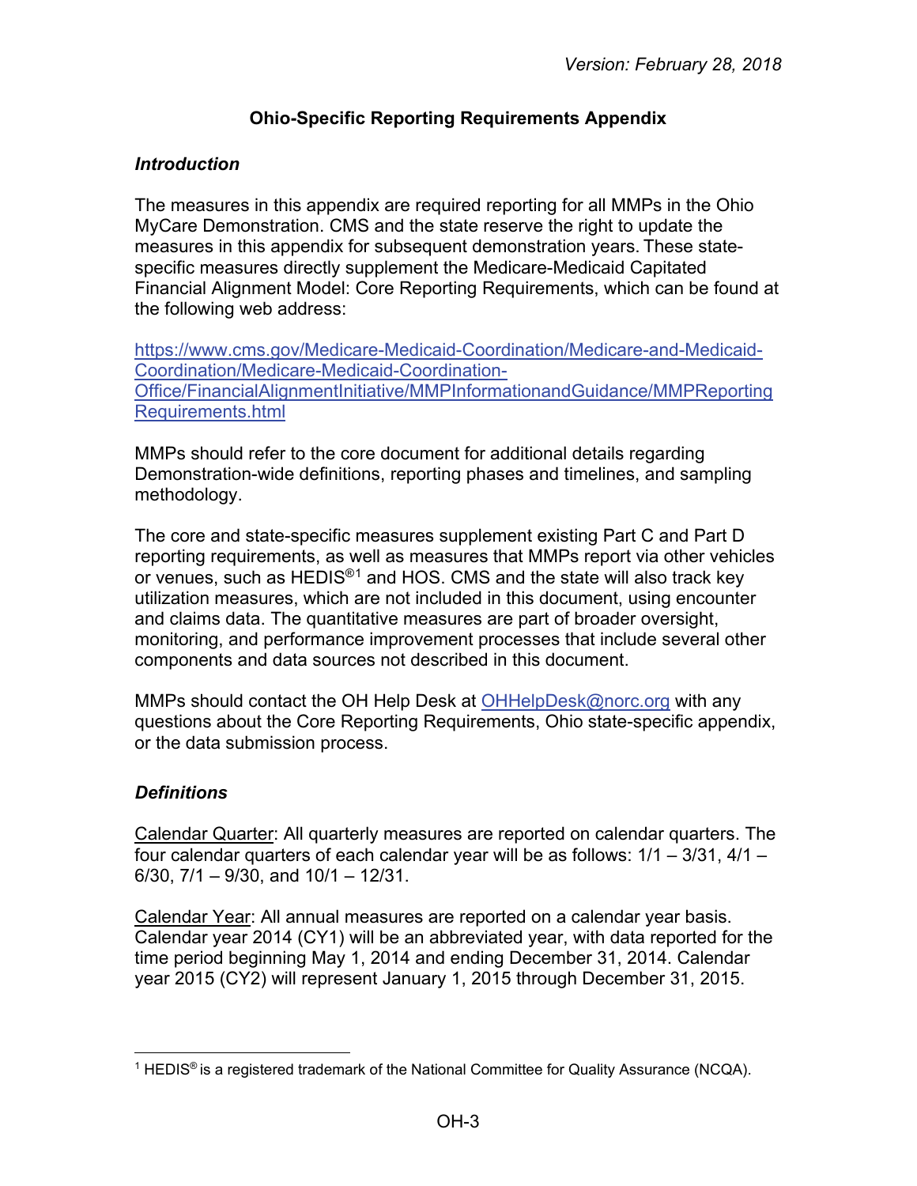*Version: February 28, 2018*

# Ohio-Specific Reporting Requirements Appendix

## *Introduction*

The measures in this appendix are required reporting for all MMPs in the Ohio MyCare Demonstration. CMS and the state reserve the right to update the measures in this appendix for subsequent demonstration years. These state-specific measures directly supplement the Medicare-Medicaid Capitated Financial Alignment Model: Core Reporting Requirements, which can be found at the following web address:

[https://www.cms.gov/Medicare-Medicaid-Coordination/Medicare-and-Medicaid-Coordination/Medicare-Medicaid-Coordination-Office/FinancialAlignmentInitiative/MMPInformationandGuidance/MMPReportingRequirements.html](https://www.cms.gov/Medicare-Medicaid-Coordination/Medicare-and-Medicaid-Coordination/Medicare-Medicaid-Coordination-Office/FinancialAlignmentInitiative/MMPInformationandGuidance/MMPReportingRequirements.html)

MMPs should refer to the core document for additional details regarding Demonstration-wide definitions, reporting phases and timelines, and sampling methodology.

The core and state-specific measures supplement existing Part C and Part D reporting requirements, as well as measures that MMPs report via other vehicles or venues, such as HEDIS®[1] and HOS. CMS and the state will also track key utilization measures, which are not included in this document, using encounter and claims data. The quantitative measures are part of broader oversight, monitoring, and performance improvement processes that include several other components and data sources not described in this document.

MMPs should contact the OH Help Desk at [OHHelpDesk@norc.org](mailto:OHHelpDesk@norc.org) with any questions about the Core Reporting Requirements, Ohio state-specific appendix, or the data submission process.

## *Definitions*

Calendar Quarter: All quarterly measures are reported on calendar quarters. The four calendar quarters of each calendar year will be as follows: 1/1 – 3/31, 4/1 – 6/30, 7/1 – 9/30, and 10/1 – 12/31.

Calendar Year: All annual measures are reported on a calendar year basis. Calendar year 2014 (CY1) will be an abbreviated year, with data reported for the time period beginning May 1, 2014 and ending December 31, 2014. Calendar year 2015 (CY2) will represent January 1, 2015 through December 31, 2015.

---

[1] HEDIS® is a registered trademark of the National Committee for Quality Assurance (NCQA).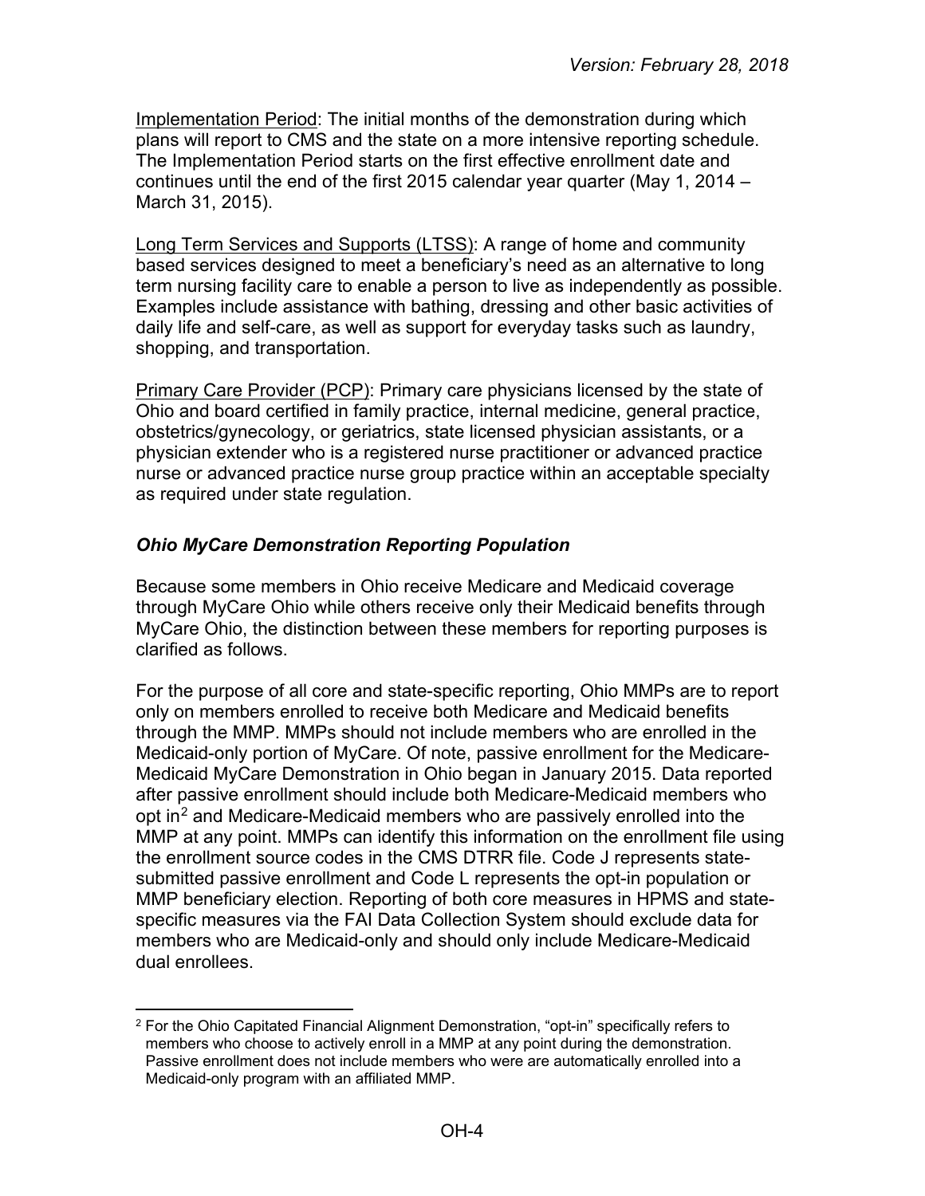Implementation Period: The initial months of the demonstration during which plans will report to CMS and the state on a more intensive reporting schedule. The Implementation Period starts on the first effective enrollment date and continues until the end of the first 2015 calendar year quarter (May 1, 2014 – March 31, 2015).

Long Term Services and Supports (LTSS): A range of home and community based services designed to meet a beneficiary's need as an alternative to long term nursing facility care to enable a person to live as independently as possible. Examples include assistance with bathing, dressing and other basic activities of daily life and self-care, as well as support for everyday tasks such as laundry, shopping, and transportation.

Primary Care Provider (PCP): Primary care physicians licensed by the state of Ohio and board certified in family practice, internal medicine, general practice, obstetrics/gynecology, or geriatrics, state licensed physician assistants, or a physician extender who is a registered nurse practitioner or advanced practice nurse or advanced practice nurse group practice within an acceptable specialty as required under state regulation.

### *Ohio MyCare Demonstration Reporting Population*

Because some members in Ohio receive Medicare and Medicaid coverage through MyCare Ohio while others receive only their Medicaid benefits through MyCare Ohio, the distinction between these members for reporting purposes is clarified as follows.

For the purpose of all core and state-specific reporting, Ohio MMPs are to report only on members enrolled to receive both Medicare and Medicaid benefits through the MMP. MMPs should not include members who are enrolled in the Medicaid-only portion of MyCare. Of note, passive enrollment for the Medicare-Medicaid MyCare Demonstration in Ohio began in January 2015. Data reported after passive enrollment should include both Medicare-Medicaid members who opt in[2] and Medicare-Medicaid members who are passively enrolled into the MMP at any point. MMPs can identify this information on the enrollment file using the enrollment source codes in the CMS DTRR file. Code J represents state-submitted passive enrollment and Code L represents the opt-in population or MMP beneficiary election. Reporting of both core measures in HPMS and state-specific measures via the FAI Data Collection System should exclude data for members who are Medicaid-only and should only include Medicare-Medicaid dual enrollees.

[2] For the Ohio Capitated Financial Alignment Demonstration, "opt-in" specifically refers to members who choose to actively enroll in a MMP at any point during the demonstration. Passive enrollment does not include members who were are automatically enrolled into a Medicaid-only program with an affiliated MMP.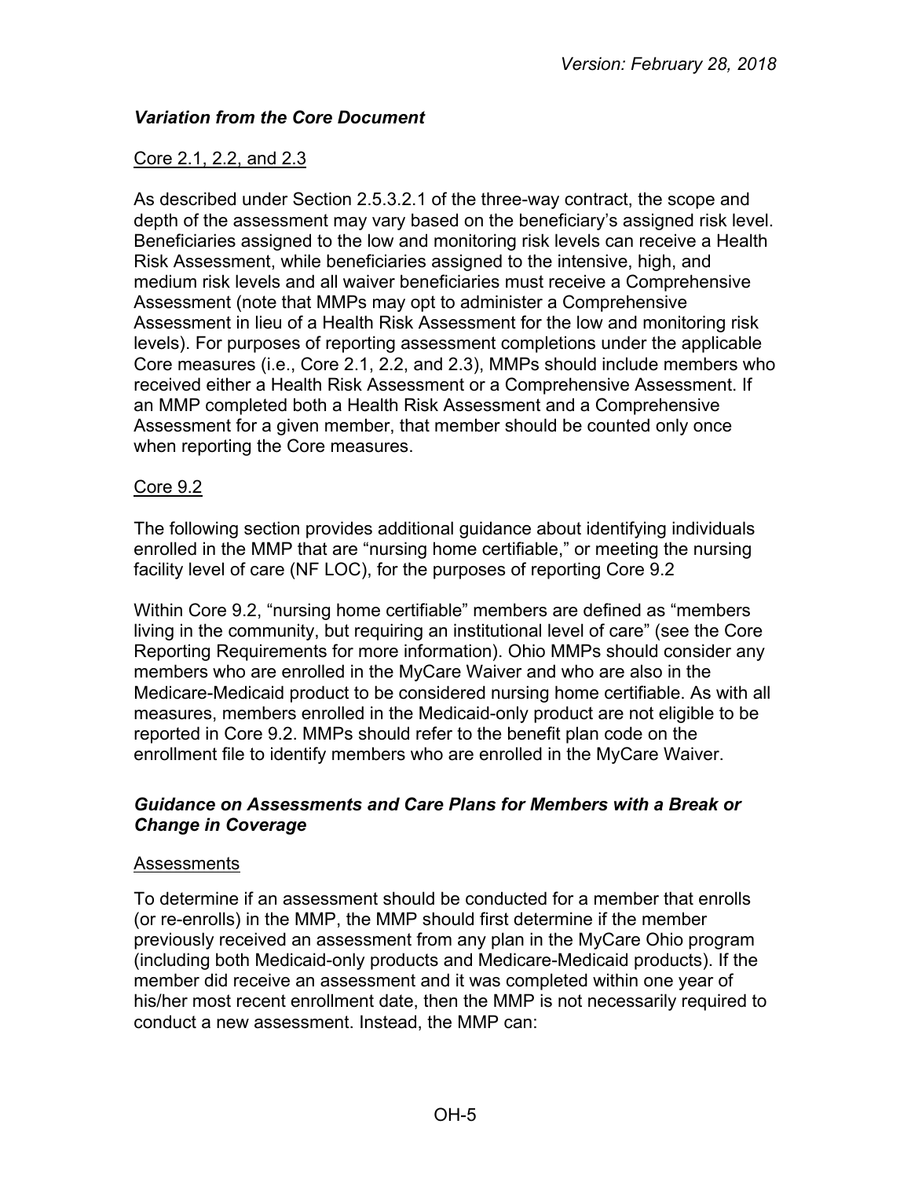### *Variation from the Core Document*

Core 2.1, 2.2, and 2.3

As described under Section 2.5.3.2.1 of the three-way contract, the scope and depth of the assessment may vary based on the beneficiary's assigned risk level. Beneficiaries assigned to the low and monitoring risk levels can receive a Health Risk Assessment, while beneficiaries assigned to the intensive, high, and medium risk levels and all waiver beneficiaries must receive a Comprehensive Assessment (note that MMPs may opt to administer a Comprehensive Assessment in lieu of a Health Risk Assessment for the low and monitoring risk levels). For purposes of reporting assessment completions under the applicable Core measures (i.e., Core 2.1, 2.2, and 2.3), MMPs should include members who received either a Health Risk Assessment or a Comprehensive Assessment. If an MMP completed both a Health Risk Assessment and a Comprehensive Assessment for a given member, that member should be counted only once when reporting the Core measures.

Core 9.2

The following section provides additional guidance about identifying individuals enrolled in the MMP that are "nursing home certifiable," or meeting the nursing facility level of care (NF LOC), for the purposes of reporting Core 9.2

Within Core 9.2, "nursing home certifiable" members are defined as "members living in the community, but requiring an institutional level of care" (see the Core Reporting Requirements for more information). Ohio MMPs should consider any members who are enrolled in the MyCare Waiver and who are also in the Medicare-Medicaid product to be considered nursing home certifiable. As with all measures, members enrolled in the Medicaid-only product are not eligible to be reported in Core 9.2. MMPs should refer to the benefit plan code on the enrollment file to identify members who are enrolled in the MyCare Waiver.

### *Guidance on Assessments and Care Plans for Members with a Break or Change in Coverage*

Assessments

To determine if an assessment should be conducted for a member that enrolls (or re-enrolls) in the MMP, the MMP should first determine if the member previously received an assessment from any plan in the MyCare Ohio program (including both Medicaid-only products and Medicare-Medicaid products). If the member did receive an assessment and it was completed within one year of his/her most recent enrollment date, then the MMP is not necessarily required to conduct a new assessment. Instead, the MMP can: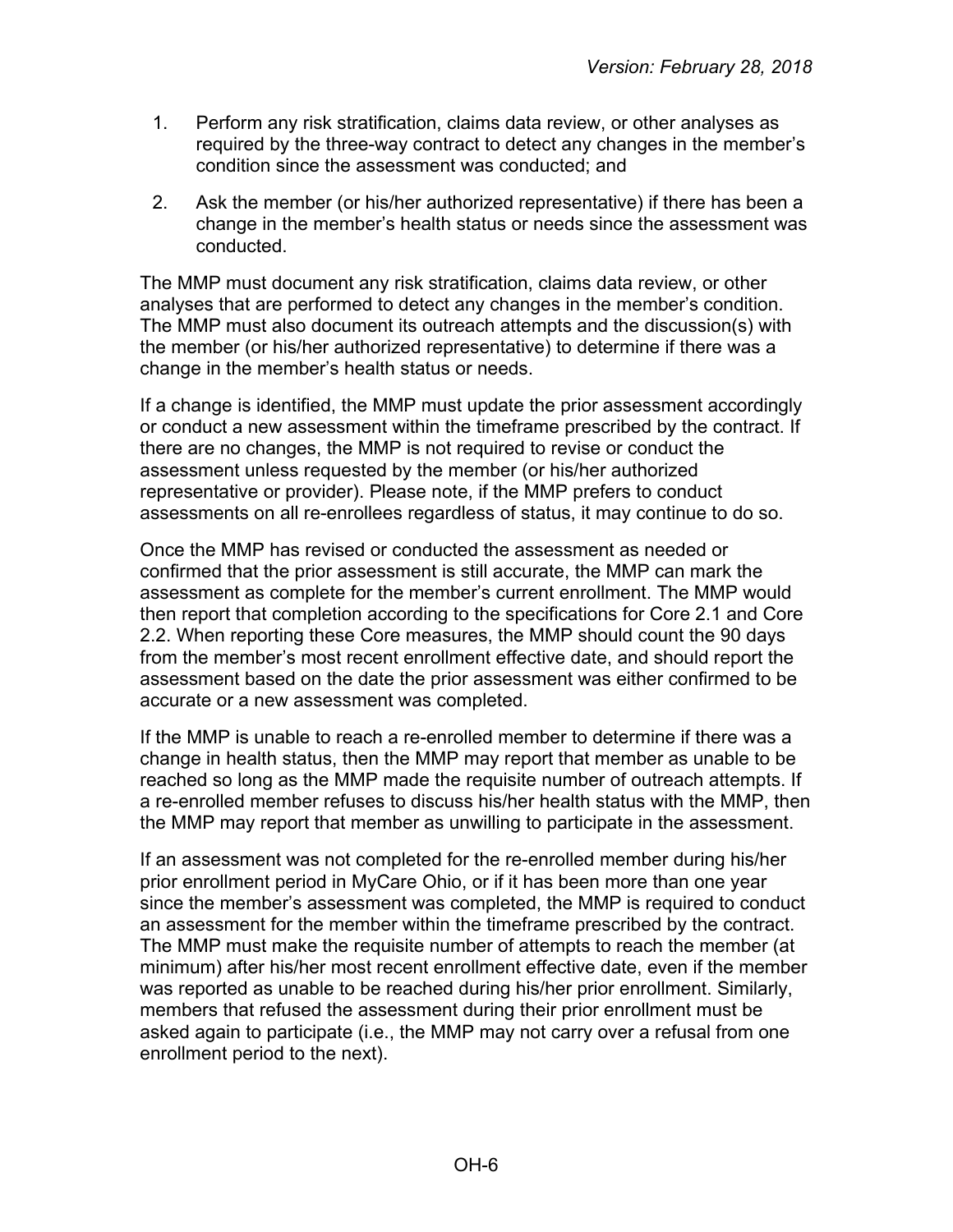1. Perform any risk stratification, claims data review, or other analyses as required by the three-way contract to detect any changes in the member's condition since the assessment was conducted; and
2. Ask the member (or his/her authorized representative) if there has been a change in the member's health status or needs since the assessment was conducted.

The MMP must document any risk stratification, claims data review, or other analyses that are performed to detect any changes in the member's condition. The MMP must also document its outreach attempts and the discussion(s) with the member (or his/her authorized representative) to determine if there was a change in the member's health status or needs.

If a change is identified, the MMP must update the prior assessment accordingly or conduct a new assessment within the timeframe prescribed by the contract. If there are no changes, the MMP is not required to revise or conduct the assessment unless requested by the member (or his/her authorized representative or provider). Please note, if the MMP prefers to conduct assessments on all re-enrollees regardless of status, it may continue to do so.

Once the MMP has revised or conducted the assessment as needed or confirmed that the prior assessment is still accurate, the MMP can mark the assessment as complete for the member's current enrollment. The MMP would then report that completion according to the specifications for Core 2.1 and Core 2.2. When reporting these Core measures, the MMP should count the 90 days from the member's most recent enrollment effective date, and should report the assessment based on the date the prior assessment was either confirmed to be accurate or a new assessment was completed.

If the MMP is unable to reach a re-enrolled member to determine if there was a change in health status, then the MMP may report that member as unable to be reached so long as the MMP made the requisite number of outreach attempts. If a re-enrolled member refuses to discuss his/her health status with the MMP, then the MMP may report that member as unwilling to participate in the assessment.

If an assessment was not completed for the re-enrolled member during his/her prior enrollment period in MyCare Ohio, or if it has been more than one year since the member's assessment was completed, the MMP is required to conduct an assessment for the member within the timeframe prescribed by the contract. The MMP must make the requisite number of attempts to reach the member (at minimum) after his/her most recent enrollment effective date, even if the member was reported as unable to be reached during his/her prior enrollment. Similarly, members that refused the assessment during their prior enrollment must be asked again to participate (i.e., the MMP may not carry over a refusal from one enrollment period to the next).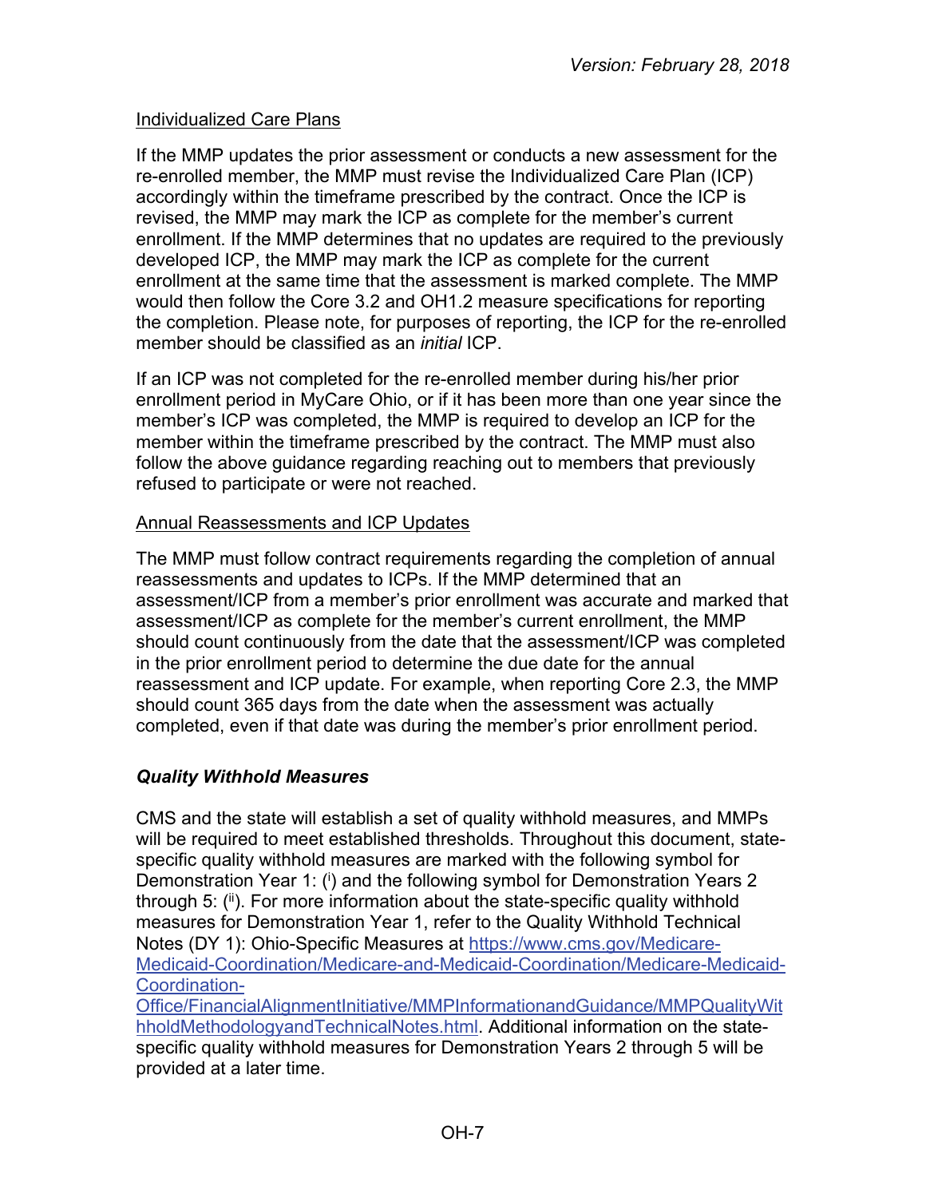Individualized Care Plans

If the MMP updates the prior assessment or conducts a new assessment for the re-enrolled member, the MMP must revise the Individualized Care Plan (ICP) accordingly within the timeframe prescribed by the contract. Once the ICP is revised, the MMP may mark the ICP as complete for the member's current enrollment. If the MMP determines that no updates are required to the previously developed ICP, the MMP may mark the ICP as complete for the current enrollment at the same time that the assessment is marked complete. The MMP would then follow the Core 3.2 and OH1.2 measure specifications for reporting the completion. Please note, for purposes of reporting, the ICP for the re-enrolled member should be classified as an *initial* ICP.

If an ICP was not completed for the re-enrolled member during his/her prior enrollment period in MyCare Ohio, or if it has been more than one year since the member's ICP was completed, the MMP is required to develop an ICP for the member within the timeframe prescribed by the contract. The MMP must also follow the above guidance regarding reaching out to members that previously refused to participate or were not reached.

Annual Reassessments and ICP Updates

The MMP must follow contract requirements regarding the completion of annual reassessments and updates to ICPs. If the MMP determined that an assessment/ICP from a member's prior enrollment was accurate and marked that assessment/ICP as complete for the member's current enrollment, the MMP should count continuously from the date that the assessment/ICP was completed in the prior enrollment period to determine the due date for the annual reassessment and ICP update. For example, when reporting Core 2.3, the MMP should count 365 days from the date when the assessment was actually completed, even if that date was during the member's prior enrollment period.

### *Quality Withhold Measures*

CMS and the state will establish a set of quality withhold measures, and MMPs will be required to meet established thresholds. Throughout this document, state-specific quality withhold measures are marked with the following symbol for Demonstration Year 1: ([i]) and the following symbol for Demonstration Years 2 through 5: ([ii]). For more information about the state-specific quality withhold measures for Demonstration Year 1, refer to the Quality Withhold Technical Notes (DY 1): Ohio-Specific Measures at https://www.cms.gov/Medicare-Medicaid-Coordination/Medicare-and-Medicaid-Coordination/Medicare-Medicaid-Coordination-Office/FinancialAlignmentInitiative/MMPInformationandGuidance/MMPQualityWithholdMethodologyandTechnicalNotes.html. Additional information on the state-specific quality withhold measures for Demonstration Years 2 through 5 will be provided at a later time.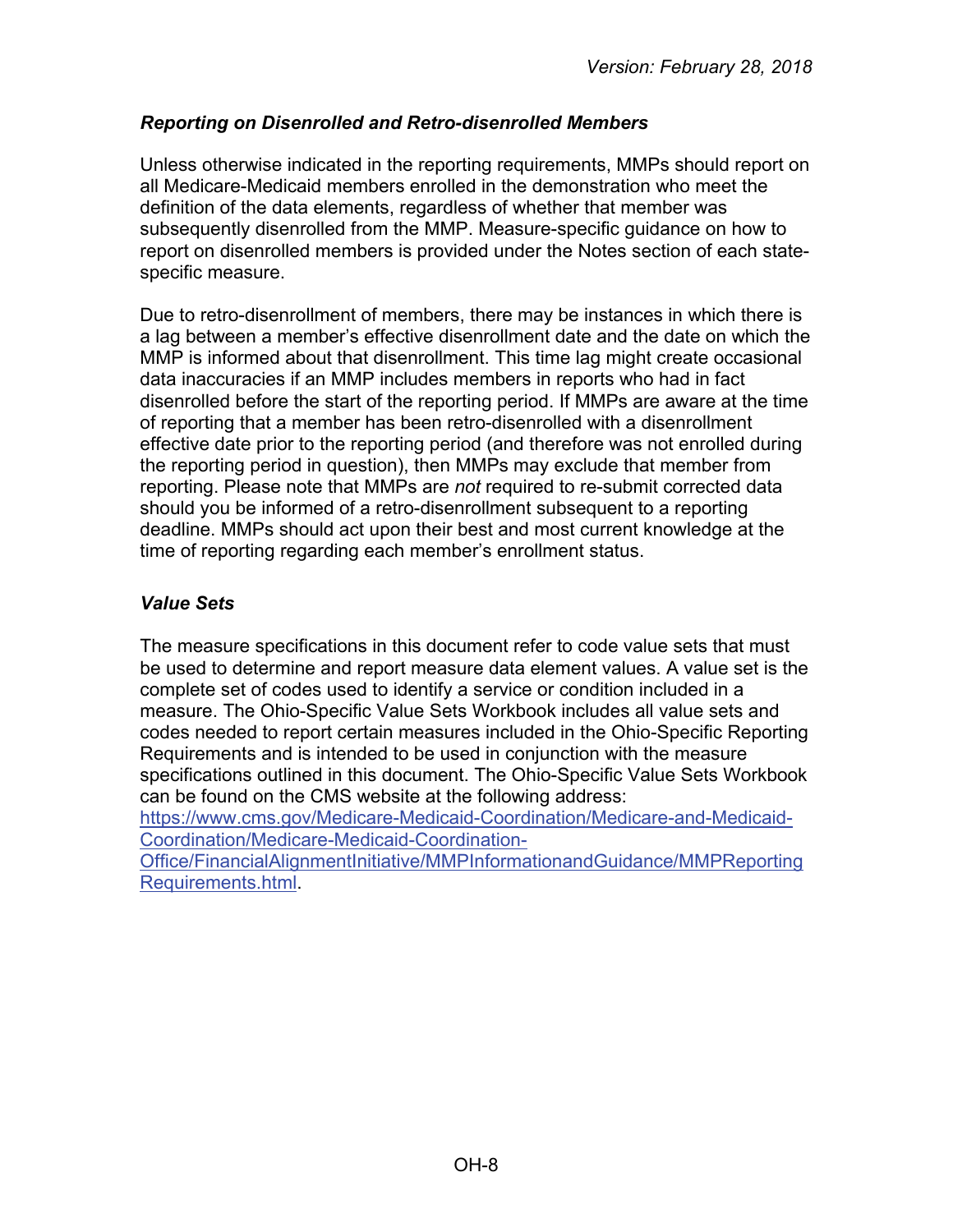### *Reporting on Disenrolled and Retro-disenrolled Members*

Unless otherwise indicated in the reporting requirements, MMPs should report on all Medicare-Medicaid members enrolled in the demonstration who meet the definition of the data elements, regardless of whether that member was subsequently disenrolled from the MMP. Measure-specific guidance on how to report on disenrolled members is provided under the Notes section of each state-specific measure.

Due to retro-disenrollment of members, there may be instances in which there is a lag between a member's effective disenrollment date and the date on which the MMP is informed about that disenrollment. This time lag might create occasional data inaccuracies if an MMP includes members in reports who had in fact disenrolled before the start of the reporting period. If MMPs are aware at the time of reporting that a member has been retro-disenrolled with a disenrollment effective date prior to the reporting period (and therefore was not enrolled during the reporting period in question), then MMPs may exclude that member from reporting. Please note that MMPs are *not* required to re-submit corrected data should you be informed of a retro-disenrollment subsequent to a reporting deadline. MMPs should act upon their best and most current knowledge at the time of reporting regarding each member's enrollment status.

### *Value Sets*

The measure specifications in this document refer to code value sets that must be used to determine and report measure data element values. A value set is the complete set of codes used to identify a service or condition included in a measure. The Ohio-Specific Value Sets Workbook includes all value sets and codes needed to report certain measures included in the Ohio-Specific Reporting Requirements and is intended to be used in conjunction with the measure specifications outlined in this document. The Ohio-Specific Value Sets Workbook can be found on the CMS website at the following address: [https://www.cms.gov/Medicare-Medicaid-Coordination/Medicare-and-Medicaid-Coordination/Medicare-Medicaid-Coordination-Office/FinancialAlignmentInitiative/MMPInformationandGuidance/MMPReportingRequirements.html](https://www.cms.gov/Medicare-Medicaid-Coordination/Medicare-and-Medicaid-Coordination/Medicare-Medicaid-Coordination-Office/FinancialAlignmentInitiative/MMPInformationandGuidance/MMPReportingRequirements.html).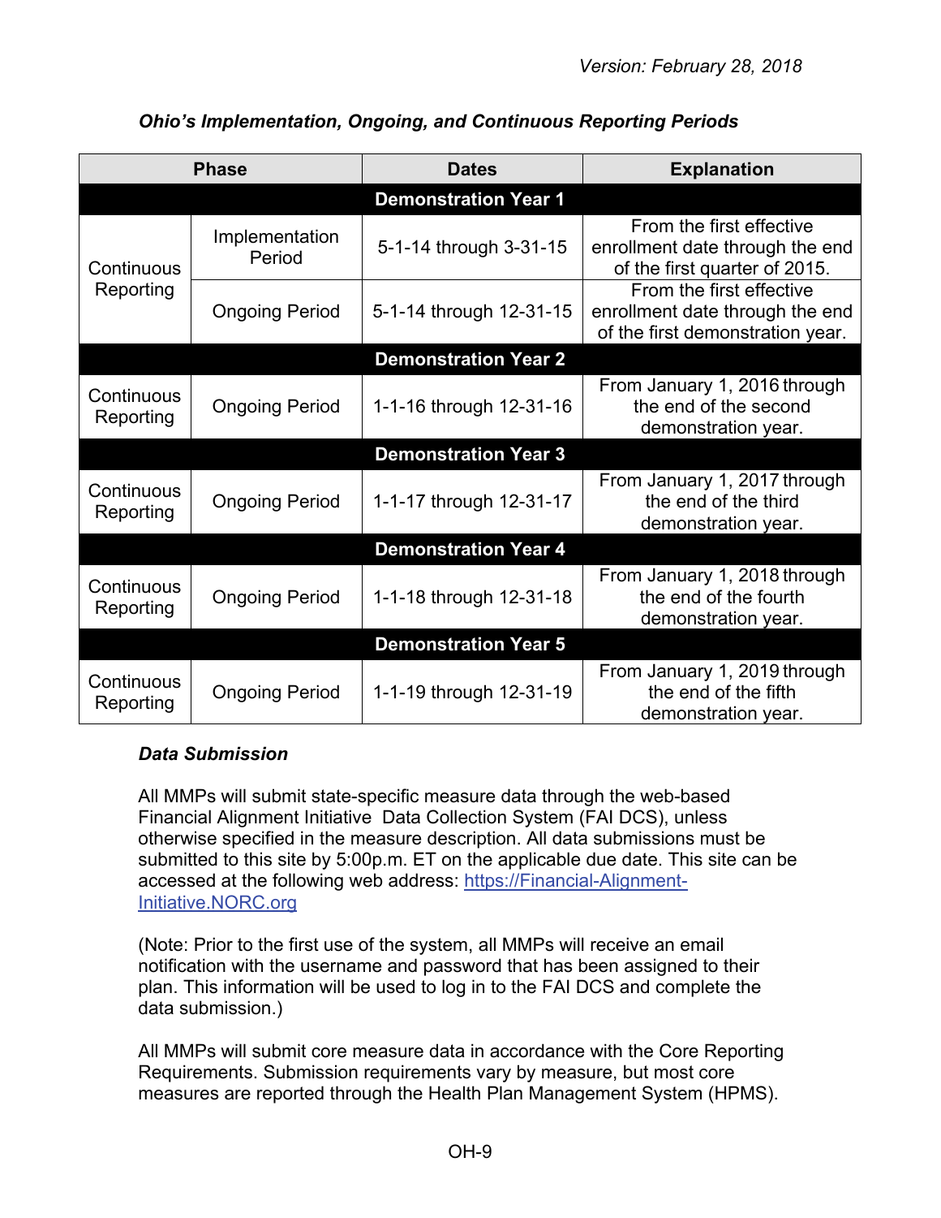*Ohio's Implementation, Ongoing, and Continuous Reporting Periods*

| Phase | | Dates | Explanation |
|---|---|---|---|
| **Demonstration Year 1** | | | |
| Continuous Reporting | Implementation Period | 5-1-14 through 3-31-15 | From the first effective enrollment date through the end of the first quarter of 2015. |
| | Ongoing Period | 5-1-14 through 12-31-15 | From the first effective enrollment date through the end of the first demonstration year. |
| **Demonstration Year 2** | | | |
| Continuous Reporting | Ongoing Period | 1-1-16 through 12-31-16 | From January 1, 2016 through the end of the second demonstration year. |
| **Demonstration Year 3** | | | |
| Continuous Reporting | Ongoing Period | 1-1-17 through 12-31-17 | From January 1, 2017 through the end of the third demonstration year. |
| **Demonstration Year 4** | | | |
| Continuous Reporting | Ongoing Period | 1-1-18 through 12-31-18 | From January 1, 2018 through the end of the fourth demonstration year. |
| **Demonstration Year 5** | | | |
| Continuous Reporting | Ongoing Period | 1-1-19 through 12-31-19 | From January 1, 2019 through the end of the fifth demonstration year. |

### *Data Submission*

All MMPs will submit state-specific measure data through the web-based Financial Alignment Initiative Data Collection System (FAI DCS), unless otherwise specified in the measure description. All data submissions must be submitted to this site by 5:00p.m. ET on the applicable due date. This site can be accessed at the following web address: [https://Financial-Alignment-Initiative.NORC.org](https://Financial-Alignment-Initiative.NORC.org)

(Note: Prior to the first use of the system, all MMPs will receive an email notification with the username and password that has been assigned to their plan. This information will be used to log in to the FAI DCS and complete the data submission.)

All MMPs will submit core measure data in accordance with the Core Reporting Requirements. Submission requirements vary by measure, but most core measures are reported through the Health Plan Management System (HPMS).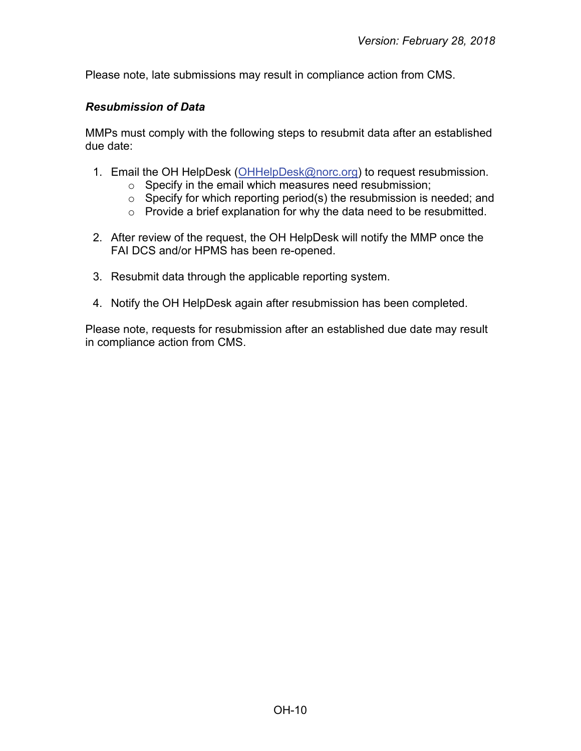Please note, late submissions may result in compliance action from CMS.

***Resubmission of Data***

MMPs must comply with the following steps to resubmit data after an established due date:

1. Email the OH HelpDesk ([OHHelpDesk@norc.org](mailto:OHHelpDesk@norc.org)) to request resubmission.
   - Specify in the email which measures need resubmission;
   - Specify for which reporting period(s) the resubmission is needed; and
   - Provide a brief explanation for why the data need to be resubmitted.

2. After review of the request, the OH HelpDesk will notify the MMP once the FAI DCS and/or HPMS has been re-opened.

3. Resubmit data through the applicable reporting system.

4. Notify the OH HelpDesk again after resubmission has been completed.

Please note, requests for resubmission after an established due date may result in compliance action from CMS.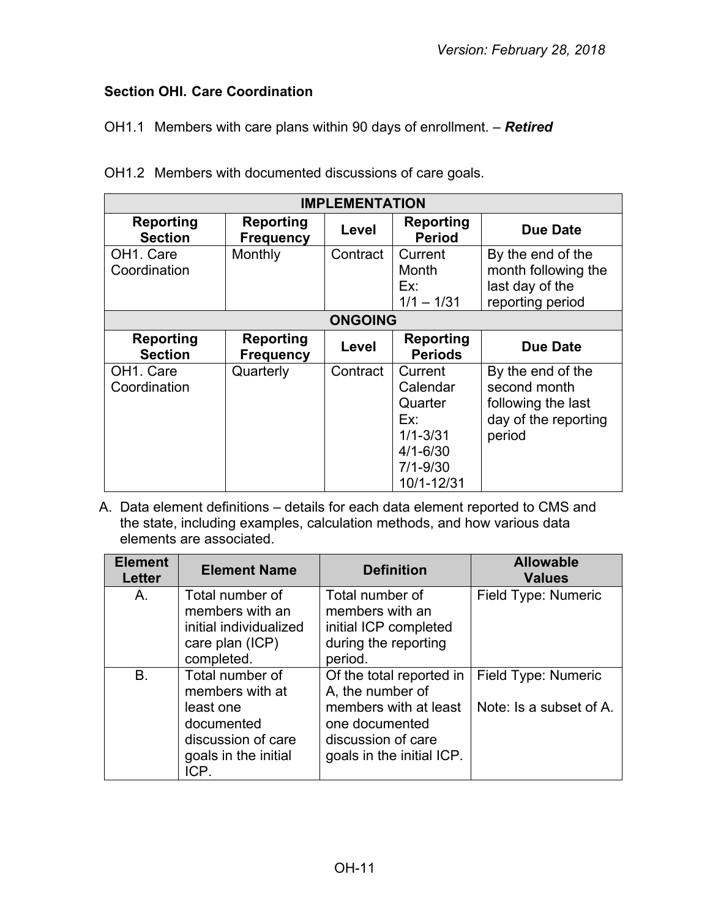## Section OHI. Care Coordination

OH1.1 Members with care plans within 90 days of enrollment. – ***Retired***

OH1.2 Members with documented discussions of care goals.

| IMPLEMENTATION | | | | |
|---|---|---|---|---|
| **Reporting Section** | **Reporting Frequency** | **Level** | **Reporting Period** | **Due Date** |
| OH1. Care Coordination | Monthly | Contract | Current Month Ex: 1/1 – 1/31 | By the end of the month following the last day of the reporting period |
| **ONGOING** | | | | |
| **Reporting Section** | **Reporting Frequency** | **Level** | **Reporting Periods** | **Due Date** |
| OH1. Care Coordination | Quarterly | Contract | Current Calendar Quarter Ex: 1/1-3/31 4/1-6/30 7/1-9/30 10/1-12/31 | By the end of the second month following the last day of the reporting period |

A. Data element definitions – details for each data element reported to CMS and the state, including examples, calculation methods, and how various data elements are associated.

| Element Letter | Element Name | Definition | Allowable Values |
|---|---|---|---|
| A. | Total number of members with an initial individualized care plan (ICP) completed. | Total number of members with an initial ICP completed during the reporting period. | Field Type: Numeric |
| B. | Total number of members with at least one documented discussion of care goals in the initial ICP. | Of the total reported in A, the number of members with at least one documented discussion of care goals in the initial ICP. | Field Type: Numeric<br><br>Note: Is a subset of A. |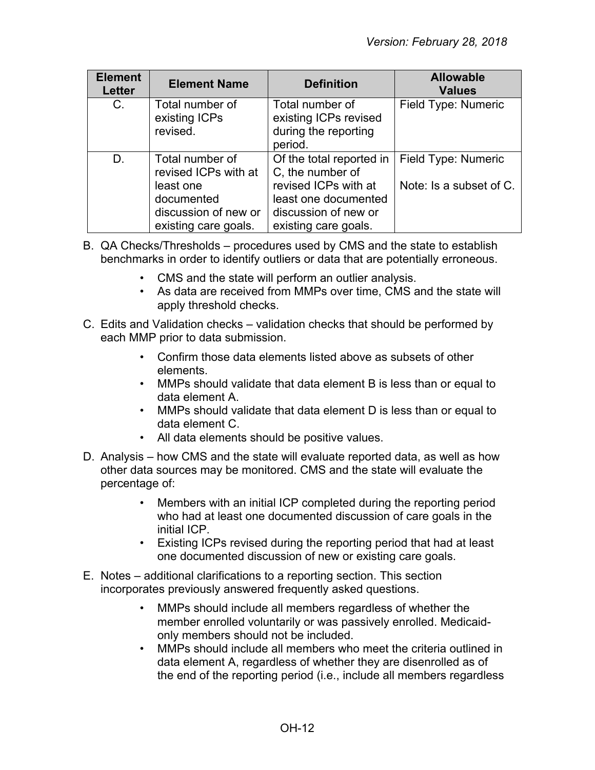| Element Letter | Element Name | Definition | Allowable Values |
|---|---|---|---|
| C. | Total number of existing ICPs revised. | Total number of existing ICPs revised during the reporting period. | Field Type: Numeric |
| D. | Total number of revised ICPs with at least one documented discussion of new or existing care goals. | Of the total reported in C, the number of revised ICPs with at least one documented discussion of new or existing care goals. | Field Type: Numeric<br><br>Note: Is a subset of C. |

B. QA Checks/Thresholds – procedures used by CMS and the state to establish benchmarks in order to identify outliers or data that are potentially erroneous.

- CMS and the state will perform an outlier analysis.
- As data are received from MMPs over time, CMS and the state will apply threshold checks.

C. Edits and Validation checks – validation checks that should be performed by each MMP prior to data submission.

- Confirm those data elements listed above as subsets of other elements.
- MMPs should validate that data element B is less than or equal to data element A.
- MMPs should validate that data element D is less than or equal to data element C.
- All data elements should be positive values.

D. Analysis – how CMS and the state will evaluate reported data, as well as how other data sources may be monitored. CMS and the state will evaluate the percentage of:

- Members with an initial ICP completed during the reporting period who had at least one documented discussion of care goals in the initial ICP.
- Existing ICPs revised during the reporting period that had at least one documented discussion of new or existing care goals.

E. Notes – additional clarifications to a reporting section. This section incorporates previously answered frequently asked questions.

- MMPs should include all members regardless of whether the member enrolled voluntarily or was passively enrolled. Medicaid-only members should not be included.
- MMPs should include all members who meet the criteria outlined in data element A, regardless of whether they are disenrolled as of the end of the reporting period (i.e., include all members regardless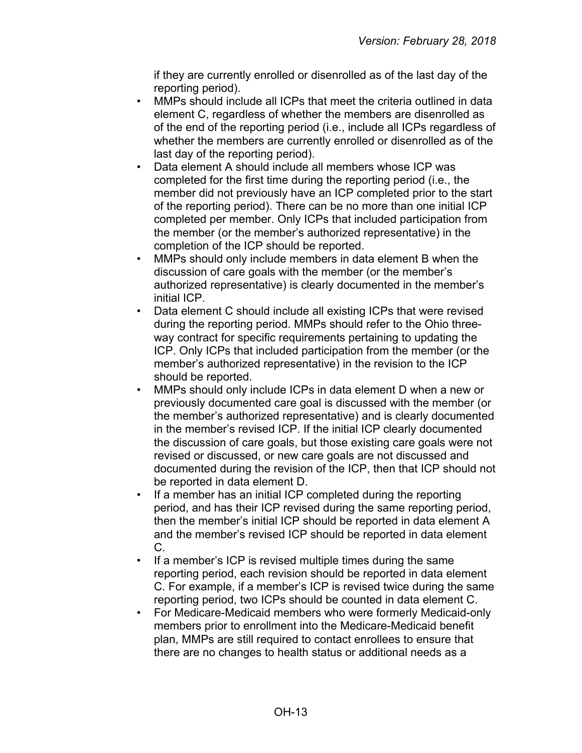if they are currently enrolled or disenrolled as of the last day of the reporting period).

- MMPs should include all ICPs that meet the criteria outlined in data element C, regardless of whether the members are disenrolled as of the end of the reporting period (i.e., include all ICPs regardless of whether the members are currently enrolled or disenrolled as of the last day of the reporting period).
- Data element A should include all members whose ICP was completed for the first time during the reporting period (i.e., the member did not previously have an ICP completed prior to the start of the reporting period). There can be no more than one initial ICP completed per member. Only ICPs that included participation from the member (or the member's authorized representative) in the completion of the ICP should be reported.
- MMPs should only include members in data element B when the discussion of care goals with the member (or the member's authorized representative) is clearly documented in the member's initial ICP.
- Data element C should include all existing ICPs that were revised during the reporting period. MMPs should refer to the Ohio three-way contract for specific requirements pertaining to updating the ICP. Only ICPs that included participation from the member (or the member's authorized representative) in the revision to the ICP should be reported.
- MMPs should only include ICPs in data element D when a new or previously documented care goal is discussed with the member (or the member's authorized representative) and is clearly documented in the member's revised ICP. If the initial ICP clearly documented the discussion of care goals, but those existing care goals were not revised or discussed, or new care goals are not discussed and documented during the revision of the ICP, then that ICP should not be reported in data element D.
- If a member has an initial ICP completed during the reporting period, and has their ICP revised during the same reporting period, then the member's initial ICP should be reported in data element A and the member's revised ICP should be reported in data element C.
- If a member's ICP is revised multiple times during the same reporting period, each revision should be reported in data element C. For example, if a member's ICP is revised twice during the same reporting period, two ICPs should be counted in data element C.
- For Medicare-Medicaid members who were formerly Medicaid-only members prior to enrollment into the Medicare-Medicaid benefit plan, MMPs are still required to contact enrollees to ensure that there are no changes to health status or additional needs as a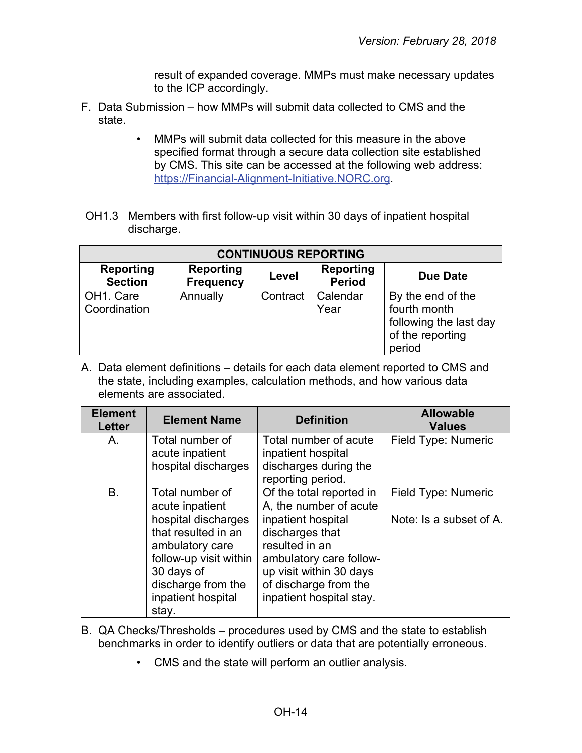result of expanded coverage. MMPs must make necessary updates to the ICP accordingly.

F. Data Submission – how MMPs will submit data collected to CMS and the state.

- MMPs will submit data collected for this measure in the above specified format through a secure data collection site established by CMS. This site can be accessed at the following web address: https://Financial-Alignment-Initiative.NORC.org.

OH1.3 Members with first follow-up visit within 30 days of inpatient hospital discharge.

| CONTINUOUS REPORTING | | | | |
|---|---|---|---|---|
| **Reporting Section** | **Reporting Frequency** | **Level** | **Reporting Period** | **Due Date** |
| OH1. Care Coordination | Annually | Contract | Calendar Year | By the end of the fourth month following the last day of the reporting period |

A. Data element definitions – details for each data element reported to CMS and the state, including examples, calculation methods, and how various data elements are associated.

| Element Letter | Element Name | Definition | Allowable Values |
|---|---|---|---|
| A. | Total number of acute inpatient hospital discharges | Total number of acute inpatient hospital discharges during the reporting period. | Field Type: Numeric |
| B. | Total number of acute inpatient hospital discharges that resulted in an ambulatory care follow-up visit within 30 days of discharge from the inpatient hospital stay. | Of the total reported in A, the number of acute inpatient hospital discharges that resulted in an ambulatory care follow-up visit within 30 days of discharge from the inpatient hospital stay. | Field Type: Numeric<br><br>Note: Is a subset of A. |

B. QA Checks/Thresholds – procedures used by CMS and the state to establish benchmarks in order to identify outliers or data that are potentially erroneous.

- CMS and the state will perform an outlier analysis.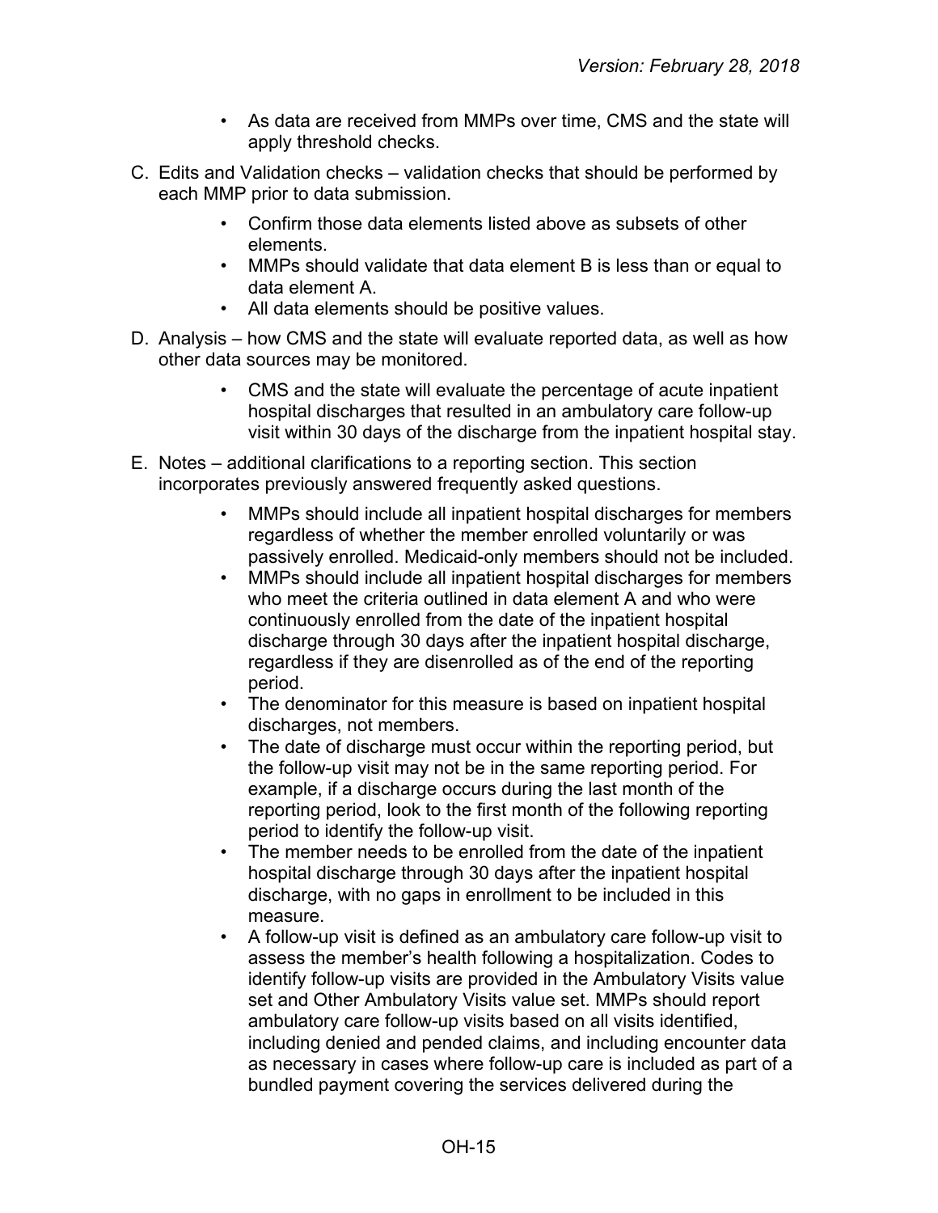- As data are received from MMPs over time, CMS and the state will apply threshold checks.

C. Edits and Validation checks – validation checks that should be performed by each MMP prior to data submission.

  - Confirm those data elements listed above as subsets of other elements.
  - MMPs should validate that data element B is less than or equal to data element A.
  - All data elements should be positive values.

D. Analysis – how CMS and the state will evaluate reported data, as well as how other data sources may be monitored.

  - CMS and the state will evaluate the percentage of acute inpatient hospital discharges that resulted in an ambulatory care follow-up visit within 30 days of the discharge from the inpatient hospital stay.

E. Notes – additional clarifications to a reporting section. This section incorporates previously answered frequently asked questions.

  - MMPs should include all inpatient hospital discharges for members regardless of whether the member enrolled voluntarily or was passively enrolled. Medicaid-only members should not be included.
  - MMPs should include all inpatient hospital discharges for members who meet the criteria outlined in data element A and who were continuously enrolled from the date of the inpatient hospital discharge through 30 days after the inpatient hospital discharge, regardless if they are disenrolled as of the end of the reporting period.
  - The denominator for this measure is based on inpatient hospital discharges, not members.
  - The date of discharge must occur within the reporting period, but the follow-up visit may not be in the same reporting period. For example, if a discharge occurs during the last month of the reporting period, look to the first month of the following reporting period to identify the follow-up visit.
  - The member needs to be enrolled from the date of the inpatient hospital discharge through 30 days after the inpatient hospital discharge, with no gaps in enrollment to be included in this measure.
  - A follow-up visit is defined as an ambulatory care follow-up visit to assess the member's health following a hospitalization. Codes to identify follow-up visits are provided in the Ambulatory Visits value set and Other Ambulatory Visits value set. MMPs should report ambulatory care follow-up visits based on all visits identified, including denied and pended claims, and including encounter data as necessary in cases where follow-up care is included as part of a bundled payment covering the services delivered during the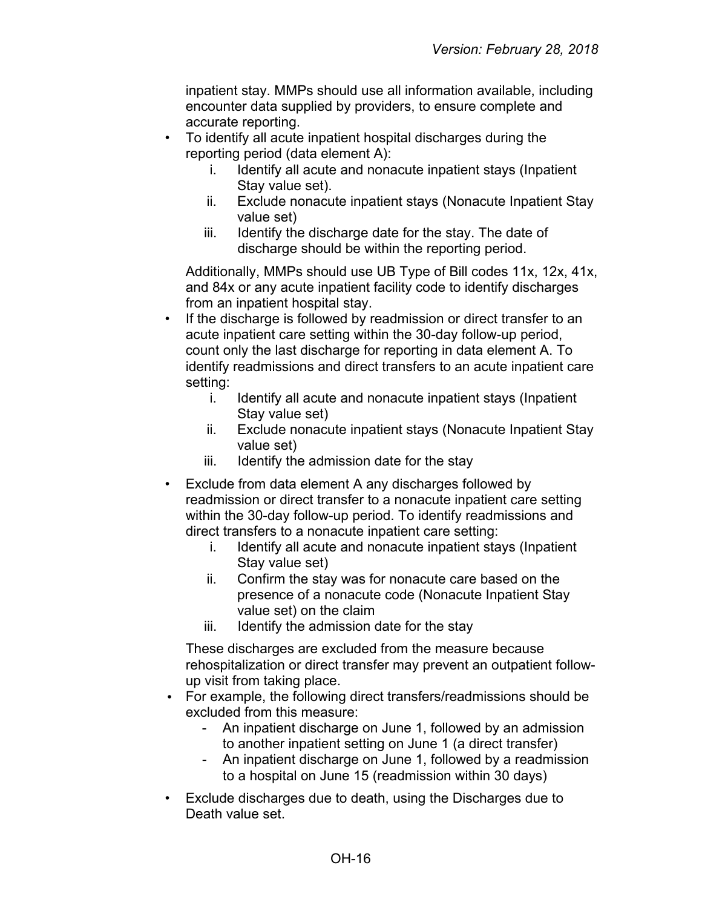inpatient stay. MMPs should use all information available, including encounter data supplied by providers, to ensure complete and accurate reporting.

- To identify all acute inpatient hospital discharges during the reporting period (data element A):
    i. Identify all acute and nonacute inpatient stays (Inpatient Stay value set).
    ii. Exclude nonacute inpatient stays (Nonacute Inpatient Stay value set)
    iii. Identify the discharge date for the stay. The date of discharge should be within the reporting period.

  Additionally, MMPs should use UB Type of Bill codes 11x, 12x, 41x, and 84x or any acute inpatient facility code to identify discharges from an inpatient hospital stay.
- If the discharge is followed by readmission or direct transfer to an acute inpatient care setting within the 30-day follow-up period, count only the last discharge for reporting in data element A. To identify readmissions and direct transfers to an acute inpatient care setting:
    i. Identify all acute and nonacute inpatient stays (Inpatient Stay value set)
    ii. Exclude nonacute inpatient stays (Nonacute Inpatient Stay value set)
    iii. Identify the admission date for the stay
- Exclude from data element A any discharges followed by readmission or direct transfer to a nonacute inpatient care setting within the 30-day follow-up period. To identify readmissions and direct transfers to a nonacute inpatient care setting:
    i. Identify all acute and nonacute inpatient stays (Inpatient Stay value set)
    ii. Confirm the stay was for nonacute care based on the presence of a nonacute code (Nonacute Inpatient Stay value set) on the claim
    iii. Identify the admission date for the stay

  These discharges are excluded from the measure because rehospitalization or direct transfer may prevent an outpatient follow-up visit from taking place.
- For example, the following direct transfers/readmissions should be excluded from this measure:
    - An inpatient discharge on June 1, followed by an admission to another inpatient setting on June 1 (a direct transfer)
    - An inpatient discharge on June 1, followed by a readmission to a hospital on June 15 (readmission within 30 days)
- Exclude discharges due to death, using the Discharges due to Death value set.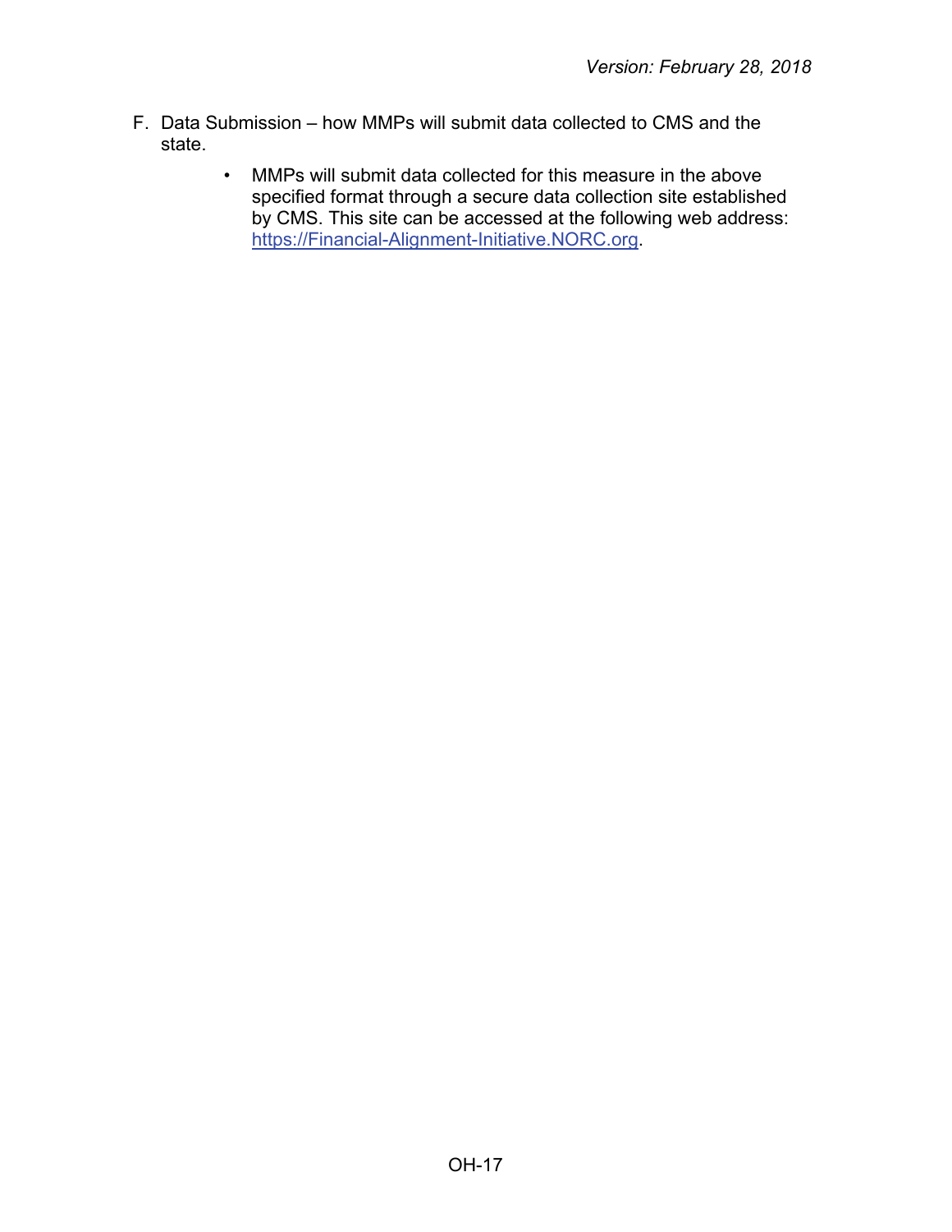F. Data Submission – how MMPs will submit data collected to CMS and the state.

- MMPs will submit data collected for this measure in the above specified format through a secure data collection site established by CMS. This site can be accessed at the following web address: [https://Financial-Alignment-Initiative.NORC.org](https://Financial-Alignment-Initiative.NORC.org).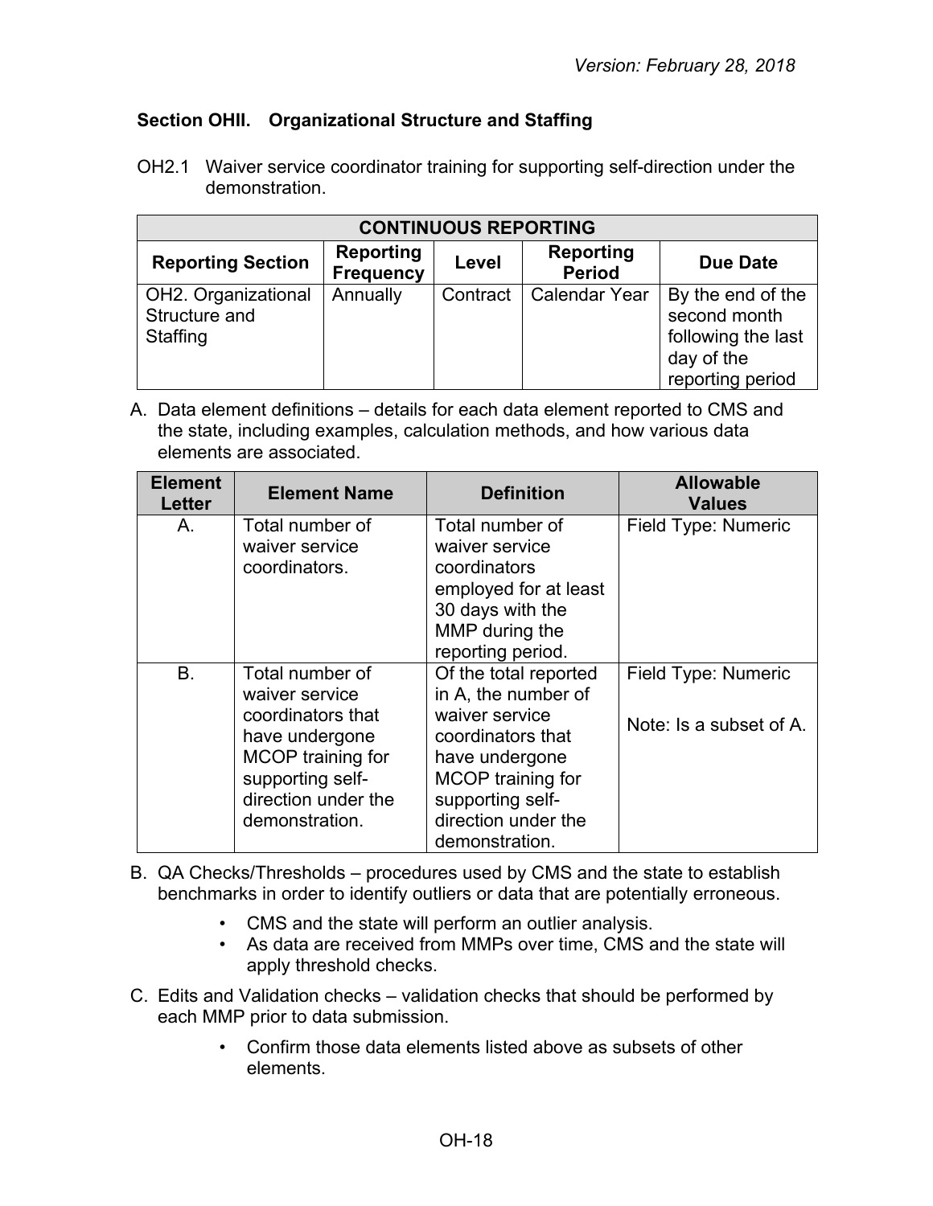### Section OHII. Organizational Structure and Staffing

OH2.1 Waiver service coordinator training for supporting self-direction under the demonstration.

| CONTINUOUS REPORTING | | | | |
|---|---|---|---|---|
| **Reporting Section** | **Reporting Frequency** | **Level** | **Reporting Period** | **Due Date** |
| OH2. Organizational Structure and Staffing | Annually | Contract | Calendar Year | By the end of the second month following the last day of the reporting period |

A. Data element definitions – details for each data element reported to CMS and the state, including examples, calculation methods, and how various data elements are associated.

| Element Letter | Element Name | Definition | Allowable Values |
|---|---|---|---|
| A. | Total number of waiver service coordinators. | Total number of waiver service coordinators employed for at least 30 days with the MMP during the reporting period. | Field Type: Numeric |
| B. | Total number of waiver service coordinators that have undergone MCOP training for supporting self-direction under the demonstration. | Of the total reported in A, the number of waiver service coordinators that have undergone MCOP training for supporting self-direction under the demonstration. | Field Type: Numeric<br><br>Note: Is a subset of A. |

B. QA Checks/Thresholds – procedures used by CMS and the state to establish benchmarks in order to identify outliers or data that are potentially erroneous.

- CMS and the state will perform an outlier analysis.
- As data are received from MMPs over time, CMS and the state will apply threshold checks.

C. Edits and Validation checks – validation checks that should be performed by each MMP prior to data submission.

- Confirm those data elements listed above as subsets of other elements.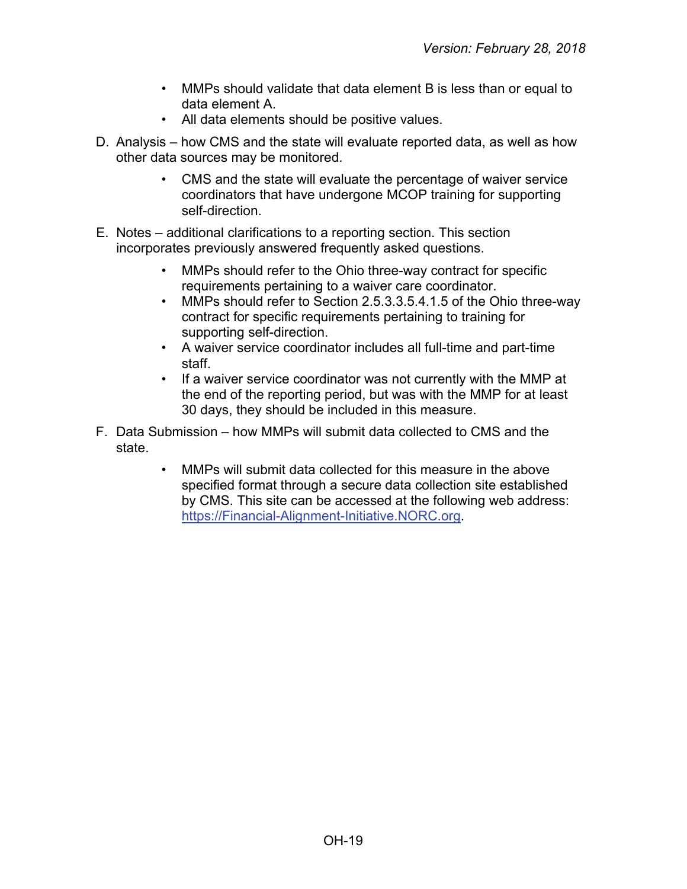- MMPs should validate that data element B is less than or equal to data element A.
- All data elements should be positive values.

D. Analysis – how CMS and the state will evaluate reported data, as well as how other data sources may be monitored.

- CMS and the state will evaluate the percentage of waiver service coordinators that have undergone MCOP training for supporting self-direction.

E. Notes – additional clarifications to a reporting section. This section incorporates previously answered frequently asked questions.

- MMPs should refer to the Ohio three-way contract for specific requirements pertaining to a waiver care coordinator.
- MMPs should refer to Section 2.5.3.3.5.4.1.5 of the Ohio three-way contract for specific requirements pertaining to training for supporting self-direction.
- A waiver service coordinator includes all full-time and part-time staff.
- If a waiver service coordinator was not currently with the MMP at the end of the reporting period, but was with the MMP for at least 30 days, they should be included in this measure.

F. Data Submission – how MMPs will submit data collected to CMS and the state.

- MMPs will submit data collected for this measure in the above specified format through a secure data collection site established by CMS. This site can be accessed at the following web address: https://Financial-Alignment-Initiative.NORC.org.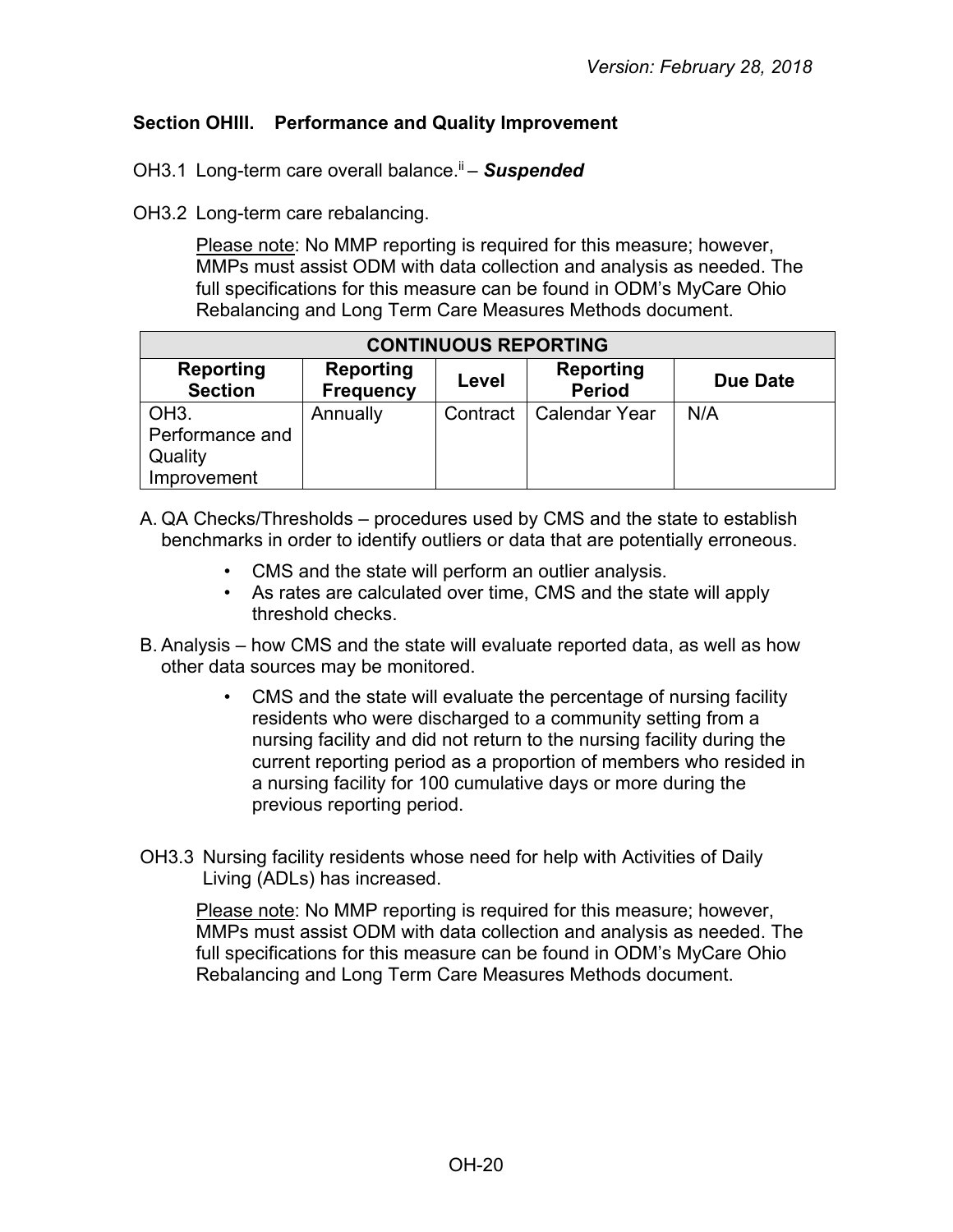## Section OHIII. Performance and Quality Improvement

OH3.1 Long-term care overall balance.[ii] – ***Suspended***

OH3.2 Long-term care rebalancing.

Please note: No MMP reporting is required for this measure; however, MMPs must assist ODM with data collection and analysis as needed. The full specifications for this measure can be found in ODM's MyCare Ohio Rebalancing and Long Term Care Measures Methods document.

| CONTINUOUS REPORTING | | | | |
|---|---|---|---|---|
| **Reporting Section** | **Reporting Frequency** | **Level** | **Reporting Period** | **Due Date** |
| OH3. Performance and Quality Improvement | Annually | Contract | Calendar Year | N/A |

A. QA Checks/Thresholds – procedures used by CMS and the state to establish benchmarks in order to identify outliers or data that are potentially erroneous.

- CMS and the state will perform an outlier analysis.
- As rates are calculated over time, CMS and the state will apply threshold checks.

B. Analysis – how CMS and the state will evaluate reported data, as well as how other data sources may be monitored.

- CMS and the state will evaluate the percentage of nursing facility residents who were discharged to a community setting from a nursing facility and did not return to the nursing facility during the current reporting period as a proportion of members who resided in a nursing facility for 100 cumulative days or more during the previous reporting period.

OH3.3 Nursing facility residents whose need for help with Activities of Daily Living (ADLs) has increased.

Please note: No MMP reporting is required for this measure; however, MMPs must assist ODM with data collection and analysis as needed. The full specifications for this measure can be found in ODM's MyCare Ohio Rebalancing and Long Term Care Measures Methods document.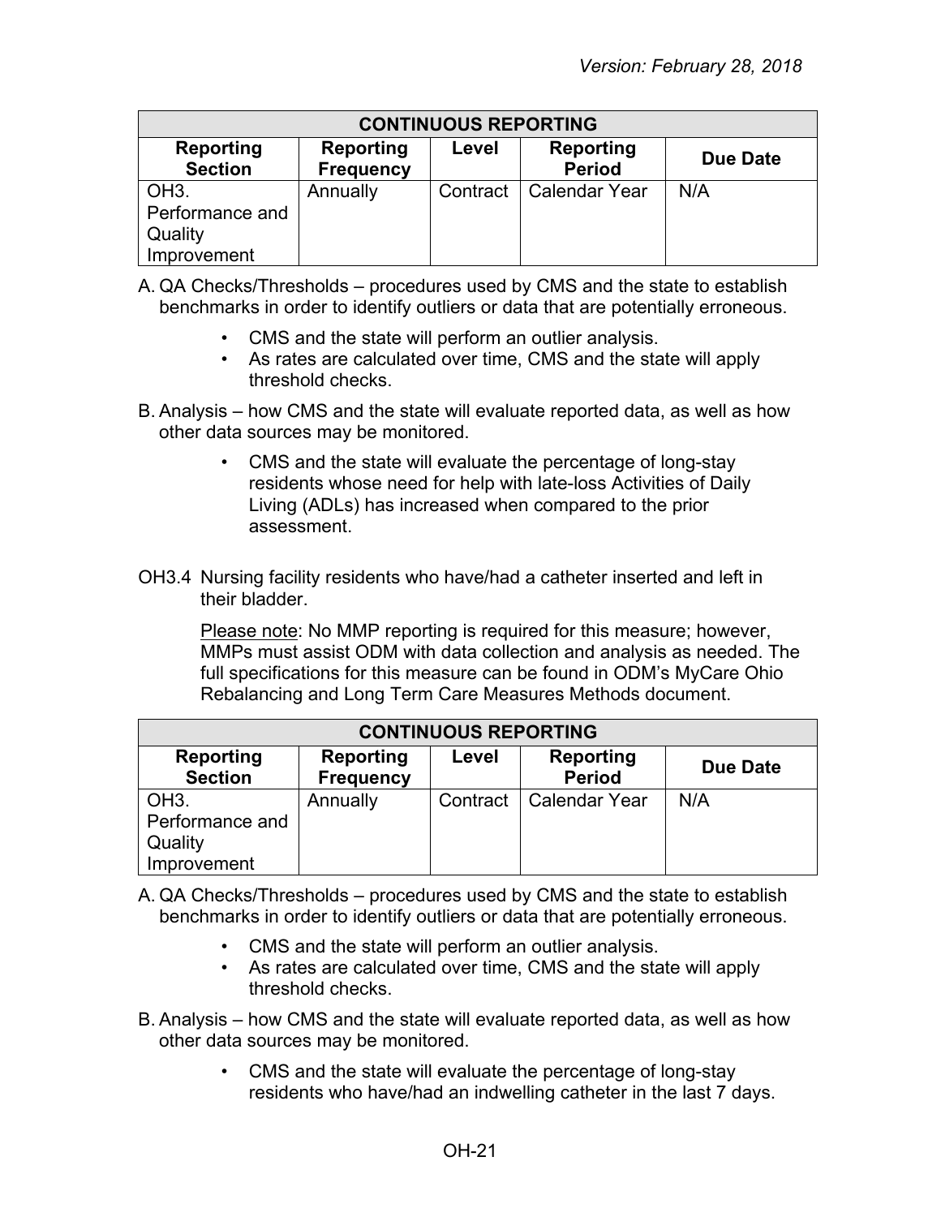| CONTINUOUS REPORTING | | | | |
|---|---|---|---|---|
| Reporting Section | Reporting Frequency | Level | Reporting Period | Due Date |
| OH3. Performance and Quality Improvement | Annually | Contract | Calendar Year | N/A |

A. QA Checks/Thresholds – procedures used by CMS and the state to establish benchmarks in order to identify outliers or data that are potentially erroneous.

- CMS and the state will perform an outlier analysis.
- As rates are calculated over time, CMS and the state will apply threshold checks.

B. Analysis – how CMS and the state will evaluate reported data, as well as how other data sources may be monitored.

- CMS and the state will evaluate the percentage of long-stay residents whose need for help with late-loss Activities of Daily Living (ADLs) has increased when compared to the prior assessment.

OH3.4 Nursing facility residents who have/had a catheter inserted and left in their bladder.

Please note: No MMP reporting is required for this measure; however, MMPs must assist ODM with data collection and analysis as needed. The full specifications for this measure can be found in ODM's MyCare Ohio Rebalancing and Long Term Care Measures Methods document.

| CONTINUOUS REPORTING | | | | |
|---|---|---|---|---|
| Reporting Section | Reporting Frequency | Level | Reporting Period | Due Date |
| OH3. Performance and Quality Improvement | Annually | Contract | Calendar Year | N/A |

A. QA Checks/Thresholds – procedures used by CMS and the state to establish benchmarks in order to identify outliers or data that are potentially erroneous.

- CMS and the state will perform an outlier analysis.
- As rates are calculated over time, CMS and the state will apply threshold checks.

B. Analysis – how CMS and the state will evaluate reported data, as well as how other data sources may be monitored.

- CMS and the state will evaluate the percentage of long-stay residents who have/had an indwelling catheter in the last 7 days.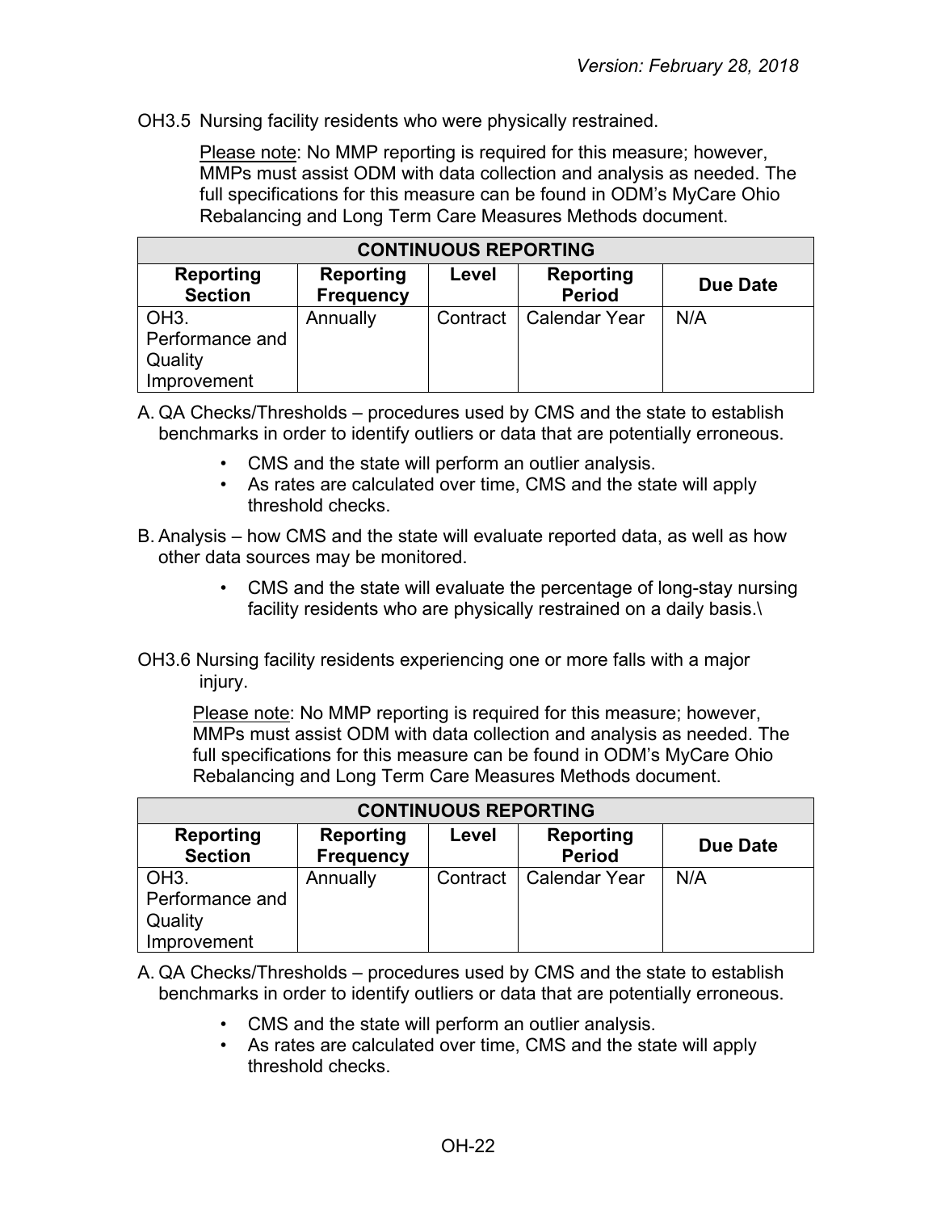OH3.5 Nursing facility residents who were physically restrained.

Please note: No MMP reporting is required for this measure; however, MMPs must assist ODM with data collection and analysis as needed. The full specifications for this measure can be found in ODM's MyCare Ohio Rebalancing and Long Term Care Measures Methods document.

| CONTINUOUS REPORTING | | | | |
|---|---|---|---|---|
| **Reporting Section** | **Reporting Frequency** | **Level** | **Reporting Period** | **Due Date** |
| OH3. Performance and Quality Improvement | Annually | Contract | Calendar Year | N/A |

A. QA Checks/Thresholds – procedures used by CMS and the state to establish benchmarks in order to identify outliers or data that are potentially erroneous.

- CMS and the state will perform an outlier analysis.
- As rates are calculated over time, CMS and the state will apply threshold checks.

B. Analysis – how CMS and the state will evaluate reported data, as well as how other data sources may be monitored.

- CMS and the state will evaluate the percentage of long-stay nursing facility residents who are physically restrained on a daily basis.\

OH3.6 Nursing facility residents experiencing one or more falls with a major injury.

Please note: No MMP reporting is required for this measure; however, MMPs must assist ODM with data collection and analysis as needed. The full specifications for this measure can be found in ODM's MyCare Ohio Rebalancing and Long Term Care Measures Methods document.

| CONTINUOUS REPORTING | | | | |
|---|---|---|---|---|
| **Reporting Section** | **Reporting Frequency** | **Level** | **Reporting Period** | **Due Date** |
| OH3. Performance and Quality Improvement | Annually | Contract | Calendar Year | N/A |

A. QA Checks/Thresholds – procedures used by CMS and the state to establish benchmarks in order to identify outliers or data that are potentially erroneous.

- CMS and the state will perform an outlier analysis.
- As rates are calculated over time, CMS and the state will apply threshold checks.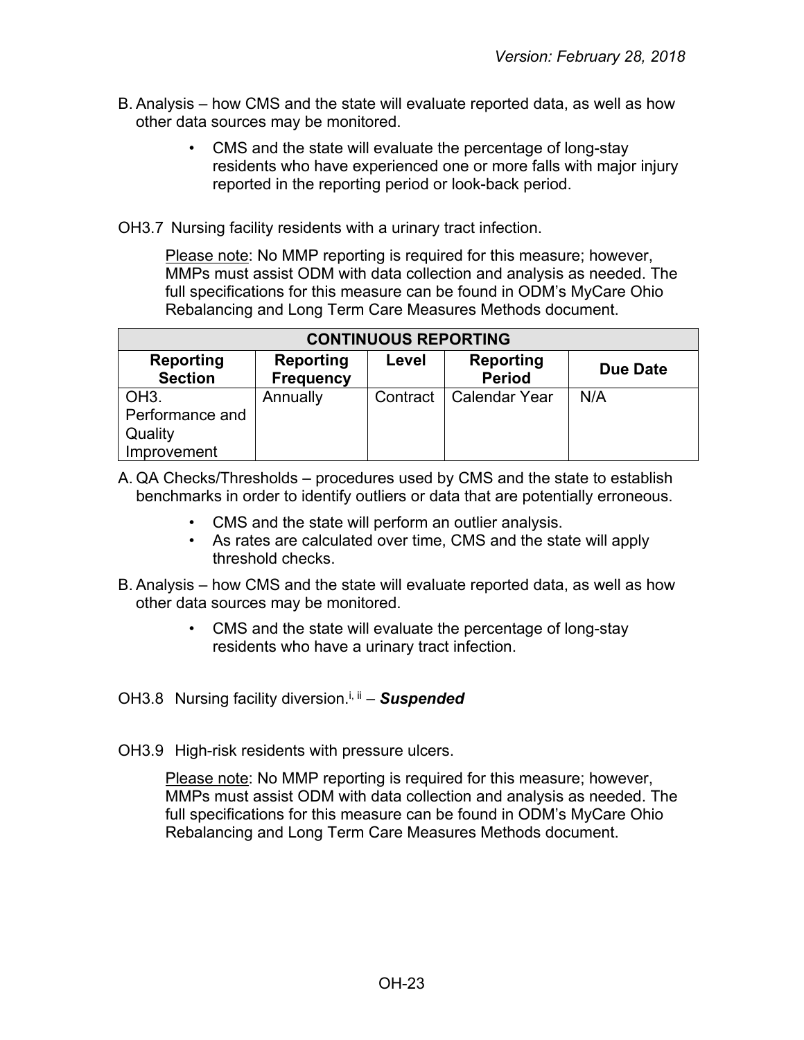B. Analysis – how CMS and the state will evaluate reported data, as well as how other data sources may be monitored.

- CMS and the state will evaluate the percentage of long-stay residents who have experienced one or more falls with major injury reported in the reporting period or look-back period.

OH3.7 Nursing facility residents with a urinary tract infection.

Please note: No MMP reporting is required for this measure; however, MMPs must assist ODM with data collection and analysis as needed. The full specifications for this measure can be found in ODM's MyCare Ohio Rebalancing and Long Term Care Measures Methods document.

| CONTINUOUS REPORTING | | | | |
|---|---|---|---|---|
| **Reporting Section** | **Reporting Frequency** | **Level** | **Reporting Period** | **Due Date** |
| OH3. Performance and Quality Improvement | Annually | Contract | Calendar Year | N/A |

A. QA Checks/Thresholds – procedures used by CMS and the state to establish benchmarks in order to identify outliers or data that are potentially erroneous.

- CMS and the state will perform an outlier analysis.
- As rates are calculated over time, CMS and the state will apply threshold checks.

B. Analysis – how CMS and the state will evaluate reported data, as well as how other data sources may be monitored.

- CMS and the state will evaluate the percentage of long-stay residents who have a urinary tract infection.

OH3.8 Nursing facility diversion.[i, ii] – ***Suspended***

OH3.9 High-risk residents with pressure ulcers.

Please note: No MMP reporting is required for this measure; however, MMPs must assist ODM with data collection and analysis as needed. The full specifications for this measure can be found in ODM's MyCare Ohio Rebalancing and Long Term Care Measures Methods document.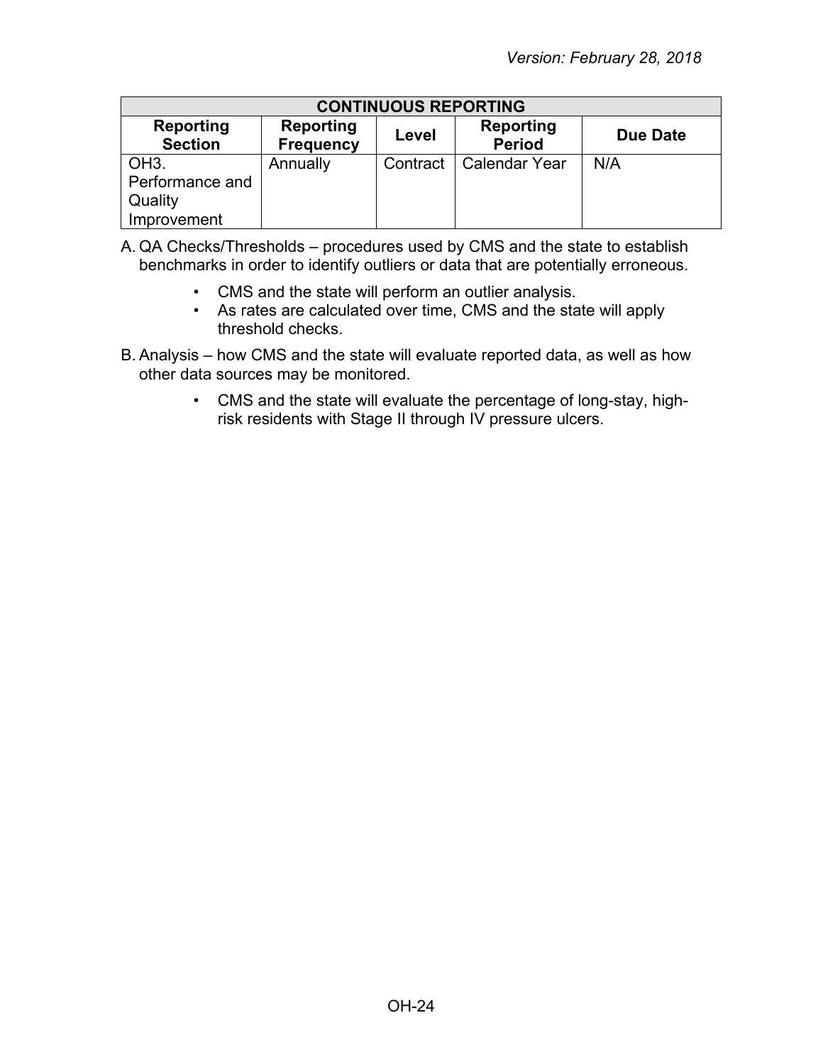| CONTINUOUS REPORTING | | | | |
|---|---|---|---|---|
| **Reporting Section** | **Reporting Frequency** | **Level** | **Reporting Period** | **Due Date** |
| OH3. Performance and Quality Improvement | Annually | Contract | Calendar Year | N/A |

A. QA Checks/Thresholds – procedures used by CMS and the state to establish benchmarks in order to identify outliers or data that are potentially erroneous.

- CMS and the state will perform an outlier analysis.
- As rates are calculated over time, CMS and the state will apply threshold checks.

B. Analysis – how CMS and the state will evaluate reported data, as well as how other data sources may be monitored.

- CMS and the state will evaluate the percentage of long-stay, high-risk residents with Stage II through IV pressure ulcers.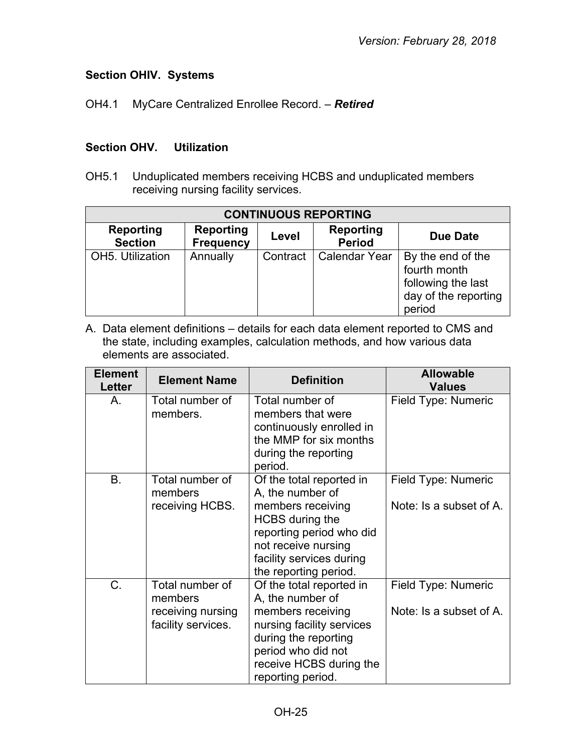### Section OHIV. Systems

OH4.1 MyCare Centralized Enrollee Record. – ***Retired***

### Section OHV. Utilization

OH5.1 Unduplicated members receiving HCBS and unduplicated members receiving nursing facility services.

| CONTINUOUS REPORTING | | | | |
|---|---|---|---|---|
| **Reporting Section** | **Reporting Frequency** | **Level** | **Reporting Period** | **Due Date** |
| OH5. Utilization | Annually | Contract | Calendar Year | By the end of the fourth month following the last day of the reporting period |

A. Data element definitions – details for each data element reported to CMS and the state, including examples, calculation methods, and how various data elements are associated.

| Element Letter | Element Name | Definition | Allowable Values |
|---|---|---|---|
| A. | Total number of members. | Total number of members that were continuously enrolled in the MMP for six months during the reporting period. | Field Type: Numeric |
| B. | Total number of members receiving HCBS. | Of the total reported in A, the number of members receiving HCBS during the reporting period who did not receive nursing facility services during the reporting period. | Field Type: Numeric<br><br>Note: Is a subset of A. |
| C. | Total number of members receiving nursing facility services. | Of the total reported in A, the number of members receiving nursing facility services during the reporting period who did not receive HCBS during the reporting period. | Field Type: Numeric<br><br>Note: Is a subset of A. |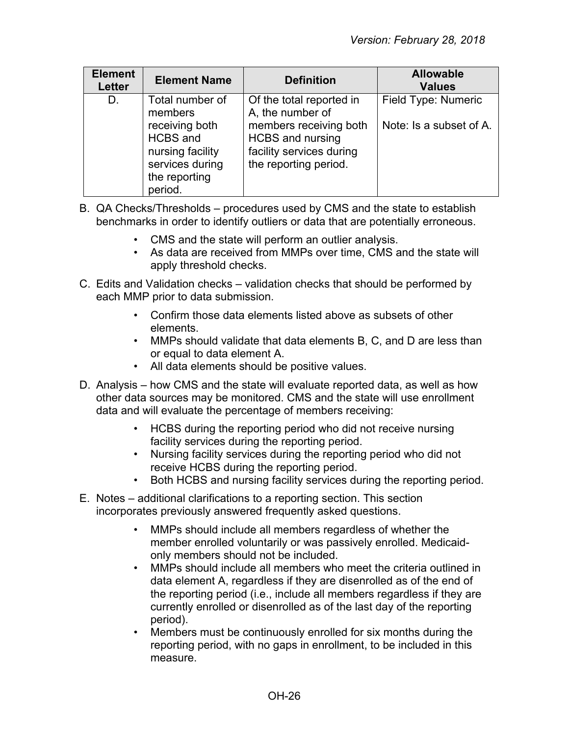| Element Letter | Element Name | Definition | Allowable Values |
|---|---|---|---|
| D. | Total number of members receiving both HCBS and nursing facility services during the reporting period. | Of the total reported in A, the number of members receiving both HCBS and nursing facility services during the reporting period. | Field Type: Numeric<br><br>Note: Is a subset of A. |

B. QA Checks/Thresholds – procedures used by CMS and the state to establish benchmarks in order to identify outliers or data that are potentially erroneous.

- CMS and the state will perform an outlier analysis.
- As data are received from MMPs over time, CMS and the state will apply threshold checks.

C. Edits and Validation checks – validation checks that should be performed by each MMP prior to data submission.

- Confirm those data elements listed above as subsets of other elements.
- MMPs should validate that data elements B, C, and D are less than or equal to data element A.
- All data elements should be positive values.

D. Analysis – how CMS and the state will evaluate reported data, as well as how other data sources may be monitored. CMS and the state will use enrollment data and will evaluate the percentage of members receiving:

- HCBS during the reporting period who did not receive nursing facility services during the reporting period.
- Nursing facility services during the reporting period who did not receive HCBS during the reporting period.
- Both HCBS and nursing facility services during the reporting period.

E. Notes – additional clarifications to a reporting section. This section incorporates previously answered frequently asked questions.

- MMPs should include all members regardless of whether the member enrolled voluntarily or was passively enrolled. Medicaid-only members should not be included.
- MMPs should include all members who meet the criteria outlined in data element A, regardless if they are disenrolled as of the end of the reporting period (i.e., include all members regardless if they are currently enrolled or disenrolled as of the last day of the reporting period).
- Members must be continuously enrolled for six months during the reporting period, with no gaps in enrollment, to be included in this measure.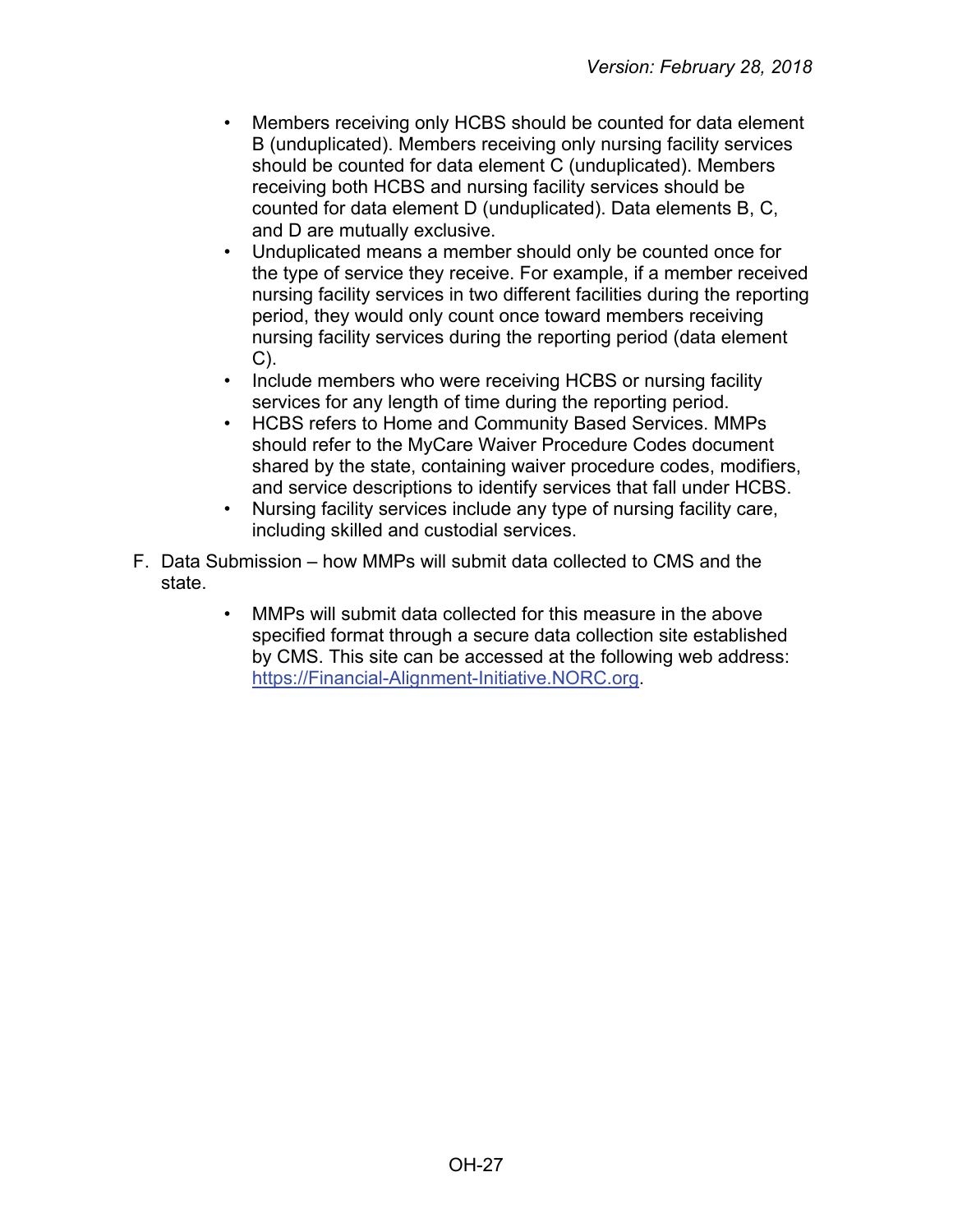- Members receiving only HCBS should be counted for data element B (unduplicated). Members receiving only nursing facility services should be counted for data element C (unduplicated). Members receiving both HCBS and nursing facility services should be counted for data element D (unduplicated). Data elements B, C, and D are mutually exclusive.
- Unduplicated means a member should only be counted once for the type of service they receive. For example, if a member received nursing facility services in two different facilities during the reporting period, they would only count once toward members receiving nursing facility services during the reporting period (data element C).
- Include members who were receiving HCBS or nursing facility services for any length of time during the reporting period.
- HCBS refers to Home and Community Based Services. MMPs should refer to the MyCare Waiver Procedure Codes document shared by the state, containing waiver procedure codes, modifiers, and service descriptions to identify services that fall under HCBS.
- Nursing facility services include any type of nursing facility care, including skilled and custodial services.

F. Data Submission – how MMPs will submit data collected to CMS and the state.

- MMPs will submit data collected for this measure in the above specified format through a secure data collection site established by CMS. This site can be accessed at the following web address: [https://Financial-Alignment-Initiative.NORC.org](https://Financial-Alignment-Initiative.NORC.org).